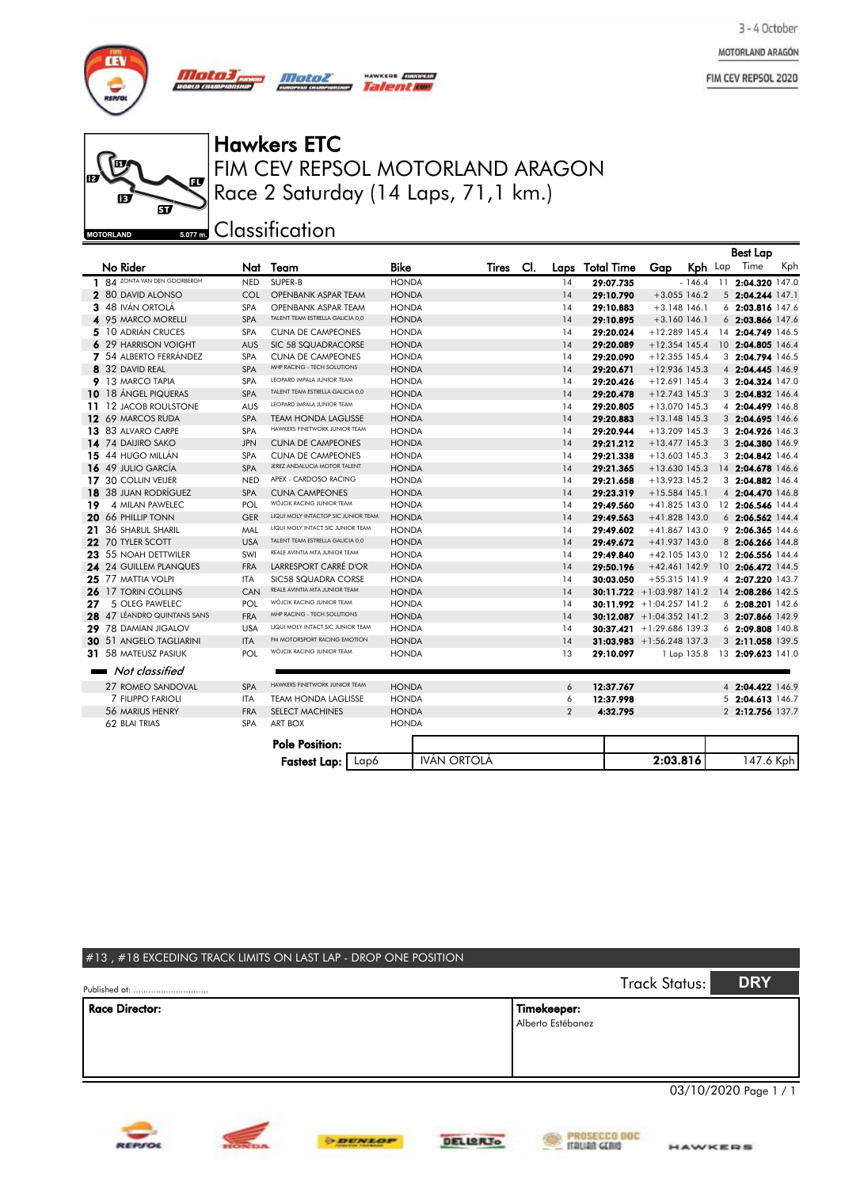3 - 4 October

MOTORLAND ARAGÓN

FIM CEV REPSOL 2020

# Hawkers ETC

## FIM CEV REPSOL MOTORLAND ARAGON

## Race 2 Saturday (14 Laps, 71,1 km.)

## Classification

MOTORLAND 5.077 m.

| | No | Rider | Nat | Team | Bike | Tires | Cl. | Laps | Total Time | Gap | Kph | Best Lap Lap | Best Lap Time | Best Lap Kph |
|---|---|---|---|---|---|---|---|---|---|---|---|---|---|---|
| 1 | 84 | ZONTA VAN DEN GOORBERGH | NED | SUPER-B | HONDA | | | 14 | 29:07.735 | - | 146.4 | 11 | 2:04.320 | 147.0 |
| 2 | 80 | DAVID ALONSO | COL | OPENBANK ASPAR TEAM | HONDA | | | 14 | 29:10.790 | +3.055 | 146.2 | 5 | 2:04.244 | 147.1 |
| 3 | 48 | IVÁN ORTOLÁ | SPA | OPENBANK ASPAR TEAM | HONDA | | | 14 | 29:10.883 | +3.148 | 146.1 | 6 | 2:03.816 | 147.6 |
| 4 | 95 | MARCO MORELLI | SPA | TALENT TEAM ESTRELLA GALICIA 0,0 | HONDA | | | 14 | 29:10.895 | +3.160 | 146.1 | 6 | 2:03.866 | 147.6 |
| 5 | 10 | ADRIÁN CRUCES | SPA | CUNA DE CAMPEONES | HONDA | | | 14 | 29:20.024 | +12.289 | 145.4 | 14 | 2:04.749 | 146.5 |
| 6 | 29 | HARRISON VOIGHT | AUS | SIC 58 SQUADRACORSE | HONDA | | | 14 | 29:20.089 | +12.354 | 145.4 | 10 | 2:04.805 | 146.4 |
| 7 | 54 | ALBERTO FERRÁNDEZ | SPA | CUNA DE CAMPEONES | HONDA | | | 14 | 29:20.090 | +12.355 | 145.4 | 3 | 2:04.794 | 146.5 |
| 8 | 32 | DAVID REAL | SPA | MHP RACING - TECH SOLUTIONS | HONDA | | | 14 | 29:20.671 | +12.936 | 145.3 | 4 | 2:04.445 | 146.9 |
| 9 | 13 | MARCO TAPIA | SPA | LEOPARD IMPALA JUNIOR TEAM | HONDA | | | 14 | 29:20.426 | +12.691 | 145.4 | 3 | 2:04.324 | 147.0 |
| 10 | 18 | ÁNGEL PIQUERAS | SPA | TALENT TEAM ESTRELLA GALICIA 0,0 | HONDA | | | 14 | 29:20.478 | +12.743 | 145.3 | 3 | 2:04.832 | 146.4 |
| 11 | 12 | JACOB ROULSTONE | AUS | LEOPARD IMPALA JUNIOR TEAM | HONDA | | | 14 | 29:20.805 | +13.070 | 145.3 | 4 | 2:04.499 | 146.8 |
| 12 | 69 | MARCOS RUDA | SPA | TEAM HONDA LAGLISSE | HONDA | | | 14 | 29:20.883 | +13.148 | 145.3 | 3 | 2:04.695 | 146.6 |
| 13 | 83 | ALVARO CARPE | SPA | HAWKERS FINETWORK JUNIOR TEAM | HONDA | | | 14 | 29:20.944 | +13.209 | 145.3 | 3 | 2:04.926 | 146.3 |
| 14 | 74 | DAIJIRO SAKO | JPN | CUNA DE CAMPEONES | HONDA | | | 14 | 29:21.212 | +13.477 | 145.3 | 3 | 2:04.380 | 146.9 |
| 15 | 44 | HUGO MILLÁN | SPA | CUNA DE CAMPEONES | HONDA | | | 14 | 29:21.338 | +13.603 | 145.3 | 3 | 2:04.842 | 146.4 |
| 16 | 49 | JULIO GARCÍA | SPA | JEREZ ANDALUCIA MOTOR TALENT | HONDA | | | 14 | 29:21.365 | +13.630 | 145.3 | 14 | 2:04.678 | 146.6 |
| 17 | 30 | COLLIN VEIJER | NED | APEX - CARDOSO RACING | HONDA | | | 14 | 29:21.658 | +13.923 | 145.2 | 3 | 2:04.882 | 146.4 |
| 18 | 38 | JUAN RODRÍGUEZ | SPA | CUNA CAMPEONES | HONDA | | | 14 | 29:23.319 | +15.584 | 145.1 | 4 | 2:04.470 | 146.8 |
| 19 | 4 | MILAN PAWELEC | POL | WÓJCIK RACING JUNIOR TEAM | HONDA | | | 14 | 29:49.560 | +41.825 | 143.0 | 12 | 2:06.546 | 144.4 |
| 20 | 66 | PHILLIP TONN | GER | LIQUI MOLY INTACTGP SIC JUNIOR TEAM | HONDA | | | 14 | 29:49.563 | +41.828 | 143.0 | 6 | 2:06.562 | 144.4 |
| 21 | 36 | SHARUL SHARIL | MAL | LIQUI MOLY INTACT SIC JUNIOR TEAM | HONDA | | | 14 | 29:49.602 | +41.867 | 143.0 | 9 | 2:06.365 | 144.6 |
| 22 | 70 | TYLER SCOTT | USA | TALENT TEAM ESTRELLA GALICIA 0,0 | HONDA | | | 14 | 29:49.672 | +41.937 | 143.0 | 8 | 2:06.266 | 144.8 |
| 23 | 55 | NOAH DETTWILER | SWI | REALE AVINTIA MTA JUNIOR TEAM | HONDA | | | 14 | 29:49.840 | +42.105 | 143.0 | 12 | 2:06.556 | 144.4 |
| 24 | 24 | GUILLEM PLANQUES | FRA | LARRESPORT CARRÉ D'OR | HONDA | | | 14 | 29:50.196 | +42.461 | 142.9 | 10 | 2:06.472 | 144.5 |
| 25 | 77 | MATTIA VOLPI | ITA | SIC58 SQUADRA CORSE | HONDA | | | 14 | 30:03.050 | +55.315 | 141.9 | 4 | 2:07.220 | 143.7 |
| 26 | 17 | TORIN COLLINS | CAN | REALE AVINTIA MTA JUNIOR TEAM | HONDA | | | 14 | 30:11.722 | +1:03.987 | 141.2 | 14 | 2:08.286 | 142.5 |
| 27 | 5 | OLEG PAWELEC | POL | WÓJCIK RACING JUNIOR TEAM | HONDA | | | 14 | 30:11.992 | +1:04.257 | 141.2 | 6 | 2:08.201 | 142.6 |
| 28 | 47 | LÉANDRO QUINTANS SANS | FRA | MHP RACING - TECH SOLUTIONS | HONDA | | | 14 | 30:12.087 | +1:04.352 | 141.2 | 3 | 2:07.866 | 142.9 |
| 29 | 78 | DAMIAN JIGALOV | USA | LIQUI MOLY INTACT SIC JUNIOR TEAM | HONDA | | | 14 | 30:37.421 | +1:29.686 | 139.3 | 6 | 2:09.808 | 140.8 |
| 30 | 51 | ANGELO TAGLIARINI | ITA | FM MOTORSPORT RACING EMOTION | HONDA | | | 14 | 31:03.983 | +1:56.248 | 137.3 | 3 | 2:11.058 | 139.5 |
| 31 | 58 | MATEUSZ PASIUK | POL | WÓJCIK RACING JUNIOR TEAM | HONDA | | | 13 | 29:10.097 | 1 Lap | 135.8 | 13 | 2:09.623 | 141.0 |
| | | *Not classified* | | | | | | | | | | | | |
| | 27 | ROMEO SANDOVAL | SPA | HAWKERS FINETWORK JUNIOR TEAM | HONDA | | | 6 | 12:37.767 | | | 4 | 2:04.422 | 146.9 |
| | 7 | FILIPPO FARIOLI | ITA | TEAM HONDA LAGLISSE | HONDA | | | 6 | 12:37.998 | | | 5 | 2:04.613 | 146.7 |
| | 56 | MARIUS HENRY | FRA | SELECT MACHINES | HONDA | | | 2 | 4:32.795 | | | 2 | 2:12.756 | 137.7 |
| | 62 | BLAI TRIAS | SPA | ART BOX | HONDA | | | | | | | | | |

| | | | | |
|---|---|---|---|---|
| **Pole Position:** | | | | |
| **Fastest Lap:** | Lap6 | IVÁN ORTOLÁ | 2:03.816 | 147.6 Kph |

#13 , #18 EXCEDING TRACK LIMITS ON LAST LAP - DROP ONE POSITION

Published at: ..............................

Track Status: **DRY**

| **Race Director:** | **Timekeeper:** Alberto Estébanez |
|---|---|

03/10/2020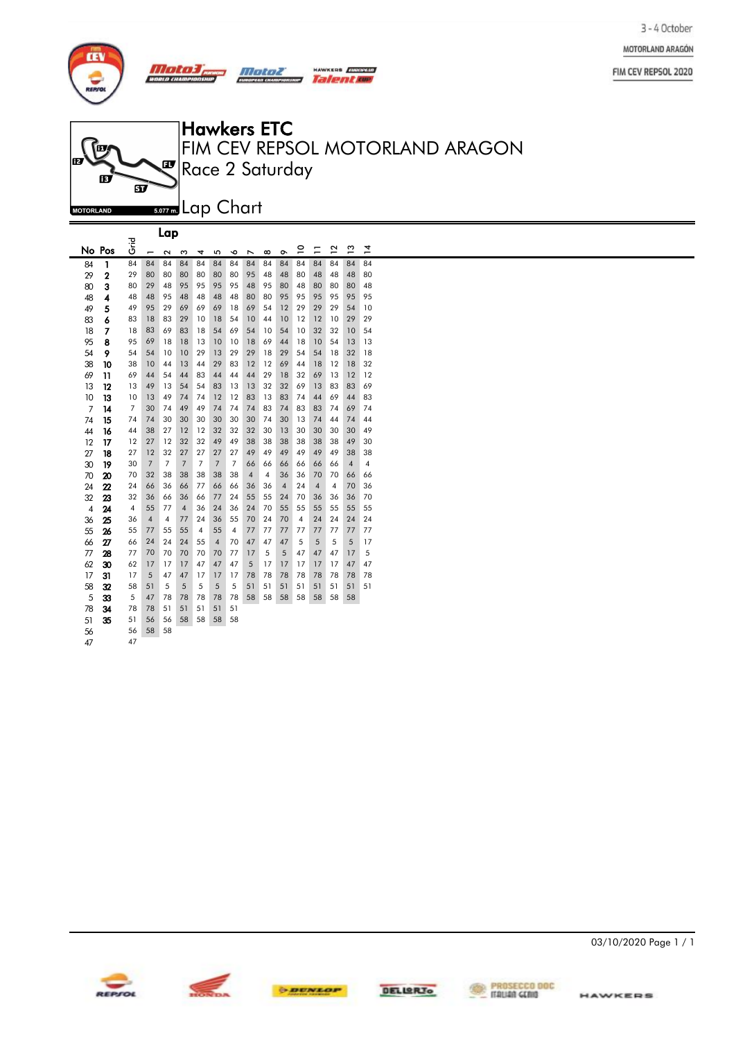3 - 4 October

MOTORLAND ARAGÓN

FIM CEV REPSOL 2020

# Hawkers ETC

## FIM CEV REPSOL MOTORLAND ARAGON

## Race 2 Saturday

MOTORLAND 5.077 m.

## Lap Chart

| No | Pos | Grid | 1 | 2 | 3 | 4 | 5 | 6 | 7 | 8 | 9 | 10 | 11 | 12 | 13 | 14 |
|---|---|---|---|---|---|---|---|---|---|---|---|---|---|---|---|---|
| 84 | 1 | 84 | 84 | 84 | 84 | 84 | 84 | 84 | 84 | 84 | 84 | 84 | 84 | 84 | 84 | 84 |
| 29 | 2 | 29 | 80 | 80 | 80 | 80 | 80 | 80 | 95 | 48 | 48 | 80 | 48 | 48 | 48 | 80 |
| 80 | 3 | 80 | 29 | 48 | 95 | 95 | 95 | 95 | 48 | 95 | 80 | 48 | 80 | 80 | 80 | 48 |
| 48 | 4 | 48 | 48 | 95 | 48 | 48 | 48 | 48 | 80 | 80 | 95 | 95 | 95 | 95 | 95 | 95 |
| 49 | 5 | 49 | 95 | 29 | 69 | 69 | 69 | 18 | 69 | 54 | 12 | 29 | 29 | 29 | 54 | 10 |
| 83 | 6 | 83 | 18 | 83 | 29 | 10 | 18 | 54 | 10 | 44 | 10 | 12 | 12 | 10 | 29 | 29 |
| 18 | 7 | 18 | 83 | 69 | 83 | 18 | 54 | 69 | 54 | 10 | 54 | 10 | 32 | 32 | 10 | 54 |
| 95 | 8 | 95 | 69 | 18 | 18 | 13 | 10 | 10 | 18 | 69 | 44 | 18 | 10 | 54 | 13 | 13 |
| 54 | 9 | 54 | 54 | 10 | 10 | 29 | 13 | 29 | 29 | 18 | 29 | 54 | 54 | 18 | 32 | 18 |
| 38 | 10 | 38 | 10 | 44 | 13 | 44 | 29 | 83 | 12 | 12 | 69 | 44 | 18 | 12 | 18 | 32 |
| 69 | 11 | 69 | 44 | 54 | 44 | 83 | 44 | 44 | 44 | 29 | 18 | 32 | 69 | 13 | 12 | 12 |
| 13 | 12 | 13 | 49 | 13 | 54 | 54 | 83 | 13 | 13 | 32 | 32 | 69 | 13 | 83 | 83 | 69 |
| 10 | 13 | 10 | 13 | 49 | 74 | 74 | 12 | 12 | 83 | 13 | 83 | 74 | 44 | 69 | 44 | 83 |
| 7 | 14 | 7 | 30 | 74 | 49 | 49 | 74 | 74 | 74 | 83 | 74 | 83 | 83 | 74 | 69 | 74 |
| 74 | 15 | 74 | 74 | 30 | 30 | 30 | 30 | 30 | 30 | 74 | 30 | 13 | 74 | 44 | 74 | 44 |
| 44 | 16 | 44 | 38 | 27 | 12 | 12 | 32 | 32 | 32 | 30 | 13 | 30 | 30 | 30 | 30 | 49 |
| 12 | 17 | 12 | 27 | 12 | 32 | 32 | 49 | 49 | 38 | 38 | 38 | 38 | 38 | 38 | 49 | 30 |
| 27 | 18 | 27 | 12 | 32 | 27 | 27 | 27 | 27 | 49 | 49 | 49 | 49 | 49 | 49 | 38 | 38 |
| 30 | 19 | 30 | 7 | 7 | 7 | 7 | 7 | 7 | 66 | 66 | 66 | 66 | 66 | 66 | 4 | 4 |
| 70 | 20 | 70 | 32 | 38 | 38 | 38 | 38 | 38 | 4 | 4 | 36 | 36 | 70 | 70 | 66 | 66 |
| 24 | 22 | 24 | 66 | 36 | 66 | 77 | 66 | 66 | 36 | 36 | 4 | 24 | 4 | 4 | 70 | 36 |
| 32 | 23 | 32 | 36 | 66 | 36 | 66 | 77 | 24 | 55 | 55 | 24 | 70 | 36 | 36 | 36 | 70 |
| 4 | 24 | 4 | 55 | 77 | 4 | 36 | 24 | 36 | 24 | 70 | 55 | 55 | 55 | 55 | 55 | 55 |
| 36 | 25 | 36 | 4 | 4 | 77 | 24 | 36 | 55 | 70 | 24 | 70 | 4 | 24 | 24 | 24 | 24 |
| 55 | 26 | 55 | 77 | 55 | 55 | 4 | 55 | 4 | 77 | 77 | 77 | 77 | 77 | 77 | 77 | 77 |
| 66 | 27 | 66 | 24 | 24 | 24 | 55 | 4 | 70 | 47 | 47 | 47 | 5 | 5 | 5 | 5 | 17 |
| 77 | 28 | 77 | 70 | 70 | 70 | 70 | 70 | 77 | 17 | 5 | 5 | 47 | 47 | 47 | 17 | 5 |
| 62 | 30 | 62 | 17 | 17 | 17 | 47 | 47 | 47 | 5 | 17 | 17 | 17 | 17 | 17 | 47 | 47 |
| 17 | 31 | 17 | 5 | 47 | 47 | 17 | 17 | 17 | 78 | 78 | 78 | 78 | 78 | 78 | 78 | 78 |
| 58 | 32 | 58 | 51 | 5 | 5 | 5 | 5 | 5 | 51 | 51 | 51 | 51 | 51 | 51 | 51 | 51 |
| 5 | 33 | 5 | 47 | 78 | 78 | 78 | 78 | 78 | 58 | 58 | 58 | 58 | 58 | 58 | 58 | |
| 78 | 34 | 78 | 78 | 51 | 51 | 51 | 51 | 51 | | | | | | | | |
| 51 | 35 | 51 | 56 | 56 | 58 | 58 | 58 | 58 | | | | | | | | |
| 56 | | 56 | 58 | 58 | | | | | | | | | | | | |
| 47 | | 47 | | | | | | | | | | | | | | |

03/10/2020 Page 1 / 1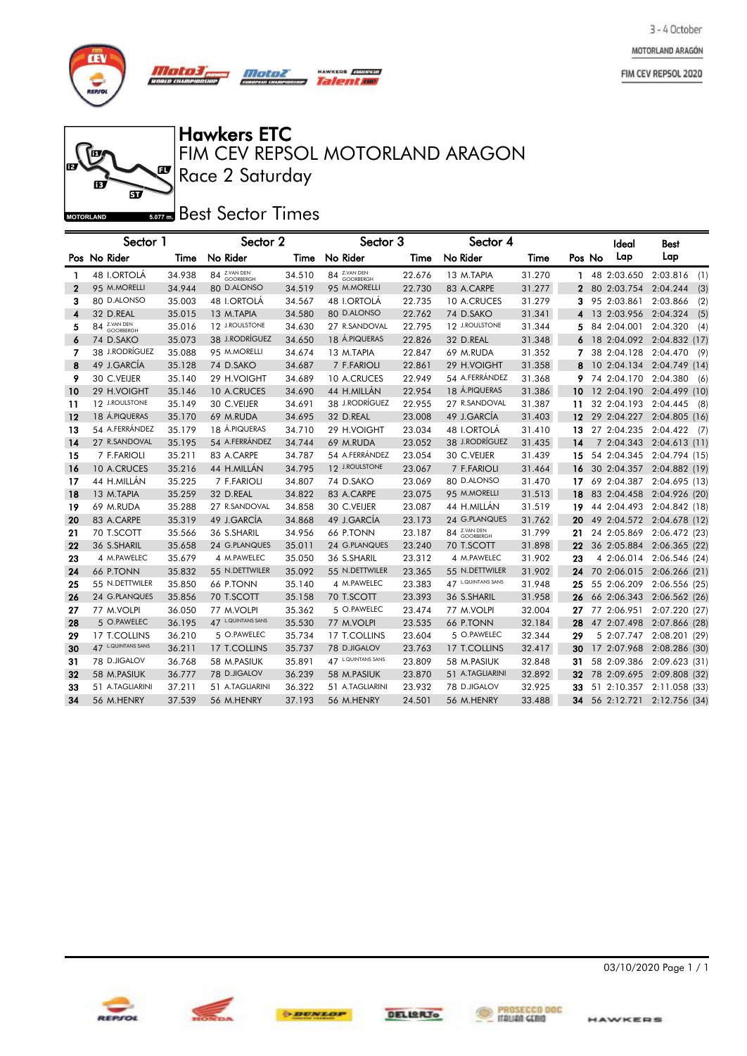# Hawkers ETC

## FIM CEV REPSOL MOTORLAND ARAGON

## Race 2 Saturday

## Best Sector Times

3 - 4 October
MOTORLAND ARAGÓN
FIM CEV REPSOL 2020

MOTORLAND 5.077 m.

| | Sector 1 | | Sector 2 | | Sector 3 | | Sector 4 | | | | Ideal | Best |
|---|---|---|---|---|---|---|---|---|---|---|---|---|
| Pos | No Rider | Time | No Rider | Time | No Rider | Time | No Rider | Time | Pos | No | Lap | Lap |
| 1 | 48 I.ORTOLÁ | 34.938 | 84 Z.VAN DEN GOORBERGH | 34.510 | 84 Z.VAN DEN GOORBERGH | 22.676 | 13 M.TAPIA | 31.270 | 1 | 48 | 2:03.650 | 2:03.816 (1) |
| 2 | 95 M.MORELLI | 34.944 | 80 D.ALONSO | 34.519 | 95 M.MORELLI | 22.730 | 83 A.CARPE | 31.277 | 2 | 80 | 2:03.754 | 2:04.244 (3) |
| 3 | 80 D.ALONSO | 35.003 | 48 I.ORTOLÁ | 34.567 | 48 I.ORTOLÁ | 22.735 | 10 A.CRUCES | 31.279 | 3 | 95 | 2:03.861 | 2:03.866 (2) |
| 4 | 32 D.REAL | 35.015 | 13 M.TAPIA | 34.580 | 80 D.ALONSO | 22.762 | 74 D.SAKO | 31.341 | 4 | 13 | 2:03.956 | 2:04.324 (5) |
| 5 | 84 Z.VAN DEN GOORBERGH | 35.016 | 12 J.ROULSTONE | 34.630 | 27 R.SANDOVAL | 22.795 | 12 J.ROULSTONE | 31.344 | 5 | 84 | 2:04.001 | 2:04.320 (4) |
| 6 | 74 D.SAKO | 35.073 | 38 J.RODRÍGUEZ | 34.650 | 18 Á.PIQUERAS | 22.826 | 32 D.REAL | 31.348 | 6 | 18 | 2:04.092 | 2:04.832 (17) |
| 7 | 38 J.RODRÍGUEZ | 35.088 | 95 M.MORELLI | 34.674 | 13 M.TAPIA | 22.847 | 69 M.RUDA | 31.352 | 7 | 38 | 2:04.128 | 2:04.470 (9) |
| 8 | 49 J.GARCÍA | 35.128 | 74 D.SAKO | 34.687 | 7 F.FARIOLI | 22.861 | 29 H.VOIGHT | 31.358 | 8 | 10 | 2:04.134 | 2:04.749 (14) |
| 9 | 30 C.VEIJER | 35.140 | 29 H.VOIGHT | 34.689 | 10 A.CRUCES | 22.949 | 54 A.FERRÁNDEZ | 31.368 | 9 | 74 | 2:04.170 | 2:04.380 (6) |
| 10 | 29 H.VOIGHT | 35.146 | 10 A.CRUCES | 34.690 | 44 H.MILLÁN | 22.954 | 18 Á.PIQUERAS | 31.386 | 10 | 12 | 2:04.190 | 2:04.499 (10) |
| 11 | 12 J.ROULSTONE | 35.149 | 30 C.VEIJER | 34.691 | 38 J.RODRÍGUEZ | 22.955 | 27 R.SANDOVAL | 31.387 | 11 | 32 | 2:04.193 | 2:04.445 (8) |
| 12 | 18 Á.PIQUERAS | 35.170 | 69 M.RUDA | 34.695 | 32 D.REAL | 23.008 | 49 J.GARCÍA | 31.403 | 12 | 29 | 2:04.227 | 2:04.805 (16) |
| 13 | 54 A.FERRÁNDEZ | 35.179 | 18 Á.PIQUERAS | 34.710 | 29 H.VOIGHT | 23.034 | 48 I.ORTOLÁ | 31.410 | 13 | 27 | 2:04.235 | 2:04.422 (7) |
| 14 | 27 R.SANDOVAL | 35.195 | 54 A.FERRÁNDEZ | 34.744 | 69 M.RUDA | 23.052 | 38 J.RODRÍGUEZ | 31.435 | 14 | 7 | 2:04.343 | 2:04.613 (11) |
| 15 | 7 F.FARIOLI | 35.211 | 83 A.CARPE | 34.787 | 54 A.FERRÁNDEZ | 23.054 | 30 C.VEIJER | 31.439 | 15 | 54 | 2:04.345 | 2:04.794 (15) |
| 16 | 10 A.CRUCES | 35.216 | 44 H.MILLÁN | 34.795 | 12 J.ROULSTONE | 23.067 | 7 F.FARIOLI | 31.464 | 16 | 30 | 2:04.357 | 2:04.882 (19) |
| 17 | 44 H.MILLÁN | 35.225 | 7 F.FARIOLI | 34.807 | 74 D.SAKO | 23.069 | 80 D.ALONSO | 31.470 | 17 | 69 | 2:04.387 | 2:04.695 (13) |
| 18 | 13 M.TAPIA | 35.259 | 32 D.REAL | 34.822 | 83 A.CARPE | 23.075 | 95 M.MORELLI | 31.513 | 18 | 83 | 2:04.458 | 2:04.926 (20) |
| 19 | 69 M.RUDA | 35.288 | 27 R.SANDOVAL | 34.858 | 30 C.VEIJER | 23.087 | 44 H.MILLÁN | 31.519 | 19 | 44 | 2:04.493 | 2:04.842 (18) |
| 20 | 83 A.CARPE | 35.319 | 49 J.GARCÍA | 34.868 | 49 J.GARCÍA | 23.173 | 24 G.PLANQUES | 31.762 | 20 | 49 | 2:04.572 | 2:04.678 (12) |
| 21 | 70 T.SCOTT | 35.566 | 36 S.SHARIL | 34.956 | 66 P.TONN | 23.187 | 84 Z.VAN DEN GOORBERGH | 31.799 | 21 | 24 | 2:05.869 | 2:06.472 (23) |
| 22 | 36 S.SHARIL | 35.658 | 24 G.PLANQUES | 35.011 | 24 G.PLANQUES | 23.240 | 70 T.SCOTT | 31.898 | 22 | 36 | 2:05.884 | 2:06.365 (22) |
| 23 | 4 M.PAWELEC | 35.679 | 4 M.PAWELEC | 35.050 | 36 S.SHARIL | 23.312 | 4 M.PAWELEC | 31.902 | 23 | 4 | 2:06.014 | 2:06.546 (24) |
| 24 | 66 P.TONN | 35.832 | 55 N.DETTWILER | 35.092 | 55 N.DETTWILER | 23.365 | 55 N.DETTWILER | 31.902 | 24 | 70 | 2:06.015 | 2:06.266 (21) |
| 25 | 55 N.DETTWILER | 35.850 | 66 P.TONN | 35.140 | 4 M.PAWELEC | 23.383 | 47 L.QUINTANS SANS | 31.948 | 25 | 55 | 2:06.209 | 2:06.556 (25) |
| 26 | 24 G.PLANQUES | 35.856 | 70 T.SCOTT | 35.158 | 70 T.SCOTT | 23.393 | 36 S.SHARIL | 31.958 | 26 | 66 | 2:06.343 | 2:06.562 (26) |
| 27 | 77 M.VOLPI | 36.050 | 77 M.VOLPI | 35.362 | 5 O.PAWELEC | 23.474 | 77 M.VOLPI | 32.004 | 27 | 77 | 2:06.951 | 2:07.220 (27) |
| 28 | 5 O.PAWELEC | 36.195 | 47 L.QUINTANS SANS | 35.530 | 77 M.VOLPI | 23.535 | 66 P.TONN | 32.184 | 28 | 47 | 2:07.498 | 2:07.866 (28) |
| 29 | 17 T.COLLINS | 36.210 | 5 O.PAWELEC | 35.734 | 17 T.COLLINS | 23.604 | 5 O.PAWELEC | 32.344 | 29 | 5 | 2:07.747 | 2:08.201 (29) |
| 30 | 47 L.QUINTANS SANS | 36.211 | 17 T.COLLINS | 35.737 | 78 D.JIGALOV | 23.763 | 17 T.COLLINS | 32.417 | 30 | 17 | 2:07.968 | 2:08.286 (30) |
| 31 | 78 D.JIGALOV | 36.768 | 58 M.PASIUK | 35.891 | 47 L.QUINTANS SANS | 23.809 | 58 M.PASIUK | 32.848 | 31 | 58 | 2:09.386 | 2:09.623 (31) |
| 32 | 58 M.PASIUK | 36.777 | 78 D.JIGALOV | 36.239 | 58 M.PASIUK | 23.870 | 51 A.TAGLIARINI | 32.892 | 32 | 78 | 2:09.695 | 2:09.808 (32) |
| 33 | 51 A.TAGLIARINI | 37.211 | 51 A.TAGLIARINI | 36.322 | 51 A.TAGLIARINI | 23.932 | 78 D.JIGALOV | 32.925 | 33 | 51 | 2:10.357 | 2:11.058 (33) |
| 34 | 56 M.HENRY | 37.539 | 56 M.HENRY | 37.193 | 56 M.HENRY | 24.501 | 56 M.HENRY | 33.488 | 34 | 56 | 2:12.721 | 2:12.756 (34) |

03/10/2020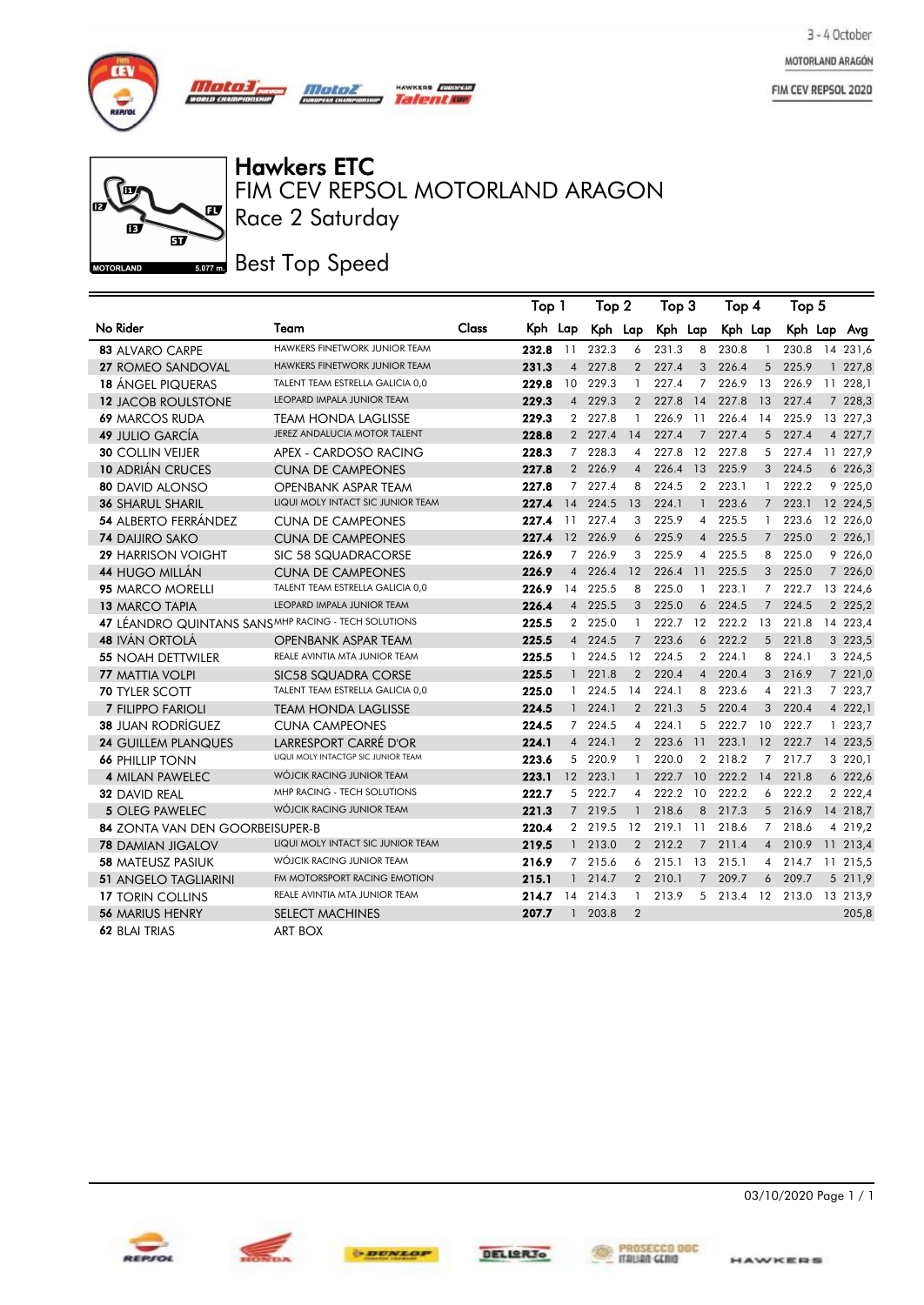3 - 4 October

MOTORLAND ARAGÓN

FIM CEV REPSOL 2020

# Hawkers ETC

## FIM CEV REPSOL MOTORLAND ARAGON

## Race 2 Saturday

## Best Top Speed

| No | Rider | Team | Class | Top 1 Kph | Top 1 Lap | Top 2 Kph | Top 2 Lap | Top 3 Kph | Top 3 Lap | Top 4 Kph | Top 4 Lap | Top 5 Kph | Top 5 Lap | Avg |
|---|---|---|---|---|---|---|---|---|---|---|---|---|---|---|
| 83 | ALVARO CARPE | HAWKERS FINETWORK JUNIOR TEAM | | **232.8** | 11 | 232.3 | 6 | 231.3 | 8 | 230.8 | 1 | 230.8 | 14 | 231,6 |
| 27 | ROMEO SANDOVAL | HAWKERS FINETWORK JUNIOR TEAM | | **231.3** | 4 | 227.8 | 2 | 227.4 | 3 | 226.4 | 5 | 225.9 | 1 | 227,8 |
| 18 | ÁNGEL PIQUERAS | TALENT TEAM ESTRELLA GALICIA 0,0 | | **229.8** | 10 | 229.3 | 1 | 227.4 | 7 | 226.9 | 13 | 226.9 | 11 | 228,1 |
| 12 | JACOB ROULSTONE | LEOPARD IMPALA JUNIOR TEAM | | **229.3** | 4 | 229.3 | 2 | 227.8 | 14 | 227.8 | 13 | 227.4 | 7 | 228,3 |
| 69 | MARCOS RUDA | TEAM HONDA LAGLISSE | | **229.3** | 2 | 227.8 | 1 | 226.9 | 11 | 226.4 | 14 | 225.9 | 13 | 227,3 |
| 49 | JULIO GARCÍA | JEREZ ANDALUCIA MOTOR TALENT | | **228.8** | 2 | 227.4 | 14 | 227.4 | 7 | 227.4 | 5 | 227.4 | 4 | 227,7 |
| 30 | COLLIN VEIJER | APEX - CARDOSO RACING | | **228.3** | 7 | 228.3 | 4 | 227.8 | 12 | 227.8 | 5 | 227.4 | 11 | 227,9 |
| 10 | ADRIÁN CRUCES | CUNA DE CAMPEONES | | **227.8** | 2 | 226.9 | 4 | 226.4 | 13 | 225.9 | 3 | 224.5 | 6 | 226,3 |
| 80 | DAVID ALONSO | OPENBANK ASPAR TEAM | | **227.8** | 7 | 227.4 | 8 | 224.5 | 2 | 223.1 | 1 | 222.2 | 9 | 225,0 |
| 36 | SHARUL SHARIL | LIQUI MOLY INTACT SIC JUNIOR TEAM | | **227.4** | 14 | 224.5 | 13 | 224.1 | 1 | 223.6 | 7 | 223.1 | 12 | 224,5 |
| 54 | ALBERTO FERRÁNDEZ | CUNA DE CAMPEONES | | **227.4** | 11 | 227.4 | 3 | 225.9 | 4 | 225.5 | 1 | 223.6 | 12 | 226,0 |
| 74 | DAIJIRO SAKO | CUNA DE CAMPEONES | | **227.4** | 12 | 226.9 | 6 | 225.9 | 4 | 225.5 | 7 | 225.0 | 2 | 226,1 |
| 29 | HARRISON VOIGHT | SIC 58 SQUADRACORSE | | **226.9** | 7 | 226.9 | 3 | 225.9 | 4 | 225.5 | 8 | 225.0 | 9 | 226,0 |
| 44 | HUGO MILLÁN | CUNA DE CAMPEONES | | **226.9** | 4 | 226.4 | 12 | 226.4 | 11 | 225.5 | 3 | 225.0 | 7 | 226,0 |
| 95 | MARCO MORELLI | TALENT TEAM ESTRELLA GALICIA 0,0 | | **226.9** | 14 | 225.5 | 8 | 225.0 | 1 | 223.1 | 7 | 222.7 | 13 | 224,6 |
| 13 | MARCO TAPIA | LEOPARD IMPALA JUNIOR TEAM | | **226.4** | 4 | 225.5 | 3 | 225.0 | 6 | 224.5 | 7 | 224.5 | 2 | 225,2 |
| 47 | LÉANDRO QUINTANS SANS | MHP RACING - TECH SOLUTIONS | | **225.5** | 2 | 225.0 | 1 | 222.7 | 12 | 222.2 | 13 | 221.8 | 14 | 223,4 |
| 48 | IVÁN ORTOLÁ | OPENBANK ASPAR TEAM | | **225.5** | 4 | 224.5 | 7 | 223.6 | 6 | 222.2 | 5 | 221.8 | 3 | 223,5 |
| 55 | NOAH DETTWILER | REALE AVINTIA MTA JUNIOR TEAM | | **225.5** | 1 | 224.5 | 12 | 224.5 | 2 | 224.1 | 8 | 224.1 | 3 | 224,5 |
| 77 | MATTIA VOLPI | SIC58 SQUADRA CORSE | | **225.5** | 1 | 221.8 | 2 | 220.4 | 4 | 220.4 | 3 | 216.9 | 7 | 221,0 |
| 70 | TYLER SCOTT | TALENT TEAM ESTRELLA GALICIA 0,0 | | **225.0** | 1 | 224.5 | 14 | 224.1 | 8 | 223.6 | 4 | 221.3 | 7 | 223,7 |
| 7 | FILIPPO FARIOLI | TEAM HONDA LAGLISSE | | **224.5** | 1 | 224.1 | 2 | 221.3 | 5 | 220.4 | 3 | 220.4 | 4 | 222,1 |
| 38 | JUAN RODRÍGUEZ | CUNA CAMPEONES | | **224.5** | 7 | 224.5 | 4 | 224.1 | 5 | 222.7 | 10 | 222.7 | 1 | 223,7 |
| 24 | GUILLEM PLANQUES | LARRESPORT CARRÉ D'OR | | **224.1** | 4 | 224.1 | 2 | 223.6 | 11 | 223.1 | 12 | 222.7 | 14 | 223,5 |
| 66 | PHILLIP TONN | LIQUI MOLY INTACTGP SIC JUNIOR TEAM | | **223.6** | 5 | 220.9 | 1 | 220.0 | 2 | 218.2 | 7 | 217.7 | 3 | 220,1 |
| 4 | MILAN PAWELEC | WÓJCIK RACING JUNIOR TEAM | | **223.1** | 12 | 223.1 | 1 | 222.7 | 10 | 222.2 | 14 | 221.8 | 6 | 222,6 |
| 32 | DAVID REAL | MHP RACING - TECH SOLUTIONS | | **222.7** | 5 | 222.7 | 4 | 222.2 | 10 | 222.2 | 6 | 222.2 | 2 | 222,4 |
| 5 | OLEG PAWELEC | WÓJCIK RACING JUNIOR TEAM | | **221.3** | 7 | 219.5 | 1 | 218.6 | 8 | 217.3 | 5 | 216.9 | 14 | 218,7 |
| 84 | ZONTA VAN DEN GOORBEIS | UPER-B | | **220.4** | 2 | 219.5 | 12 | 219.1 | 11 | 218.6 | 7 | 218.6 | 4 | 219,2 |
| 78 | DAMIAN JIGALOV | LIQUI MOLY INTACT SIC JUNIOR TEAM | | **219.5** | 1 | 213.0 | 2 | 212.2 | 7 | 211.4 | 4 | 210.9 | 11 | 213,4 |
| 58 | MATEUSZ PASIUK | WÓJCIK RACING JUNIOR TEAM | | **216.9** | 7 | 215.6 | 6 | 215.1 | 13 | 215.1 | 3 | 214.7 | 11 | 215,5 |
| 51 | ANGELO TAGLIARINI | FM MOTORSPORT RACING EMOTION | | **215.1** | 1 | 214.7 | 2 | 210.1 | 7 | 209.7 | 6 | 209.7 | 5 | 211,9 |
| 17 | TORIN COLLINS | REALE AVINTIA MTA JUNIOR TEAM | | **214.7** | 14 | 214.3 | 1 | 213.9 | 5 | 213.4 | 12 | 213.0 | 13 | 213,9 |
| 56 | MARIUS HENRY | SELECT MACHINES | | **207.7** | 1 | 203.8 | 2 | | | | | | | 205,8 |
| 62 | BLAI TRIAS | ART BOX | | | | | | | | | | | | |

03/10/2020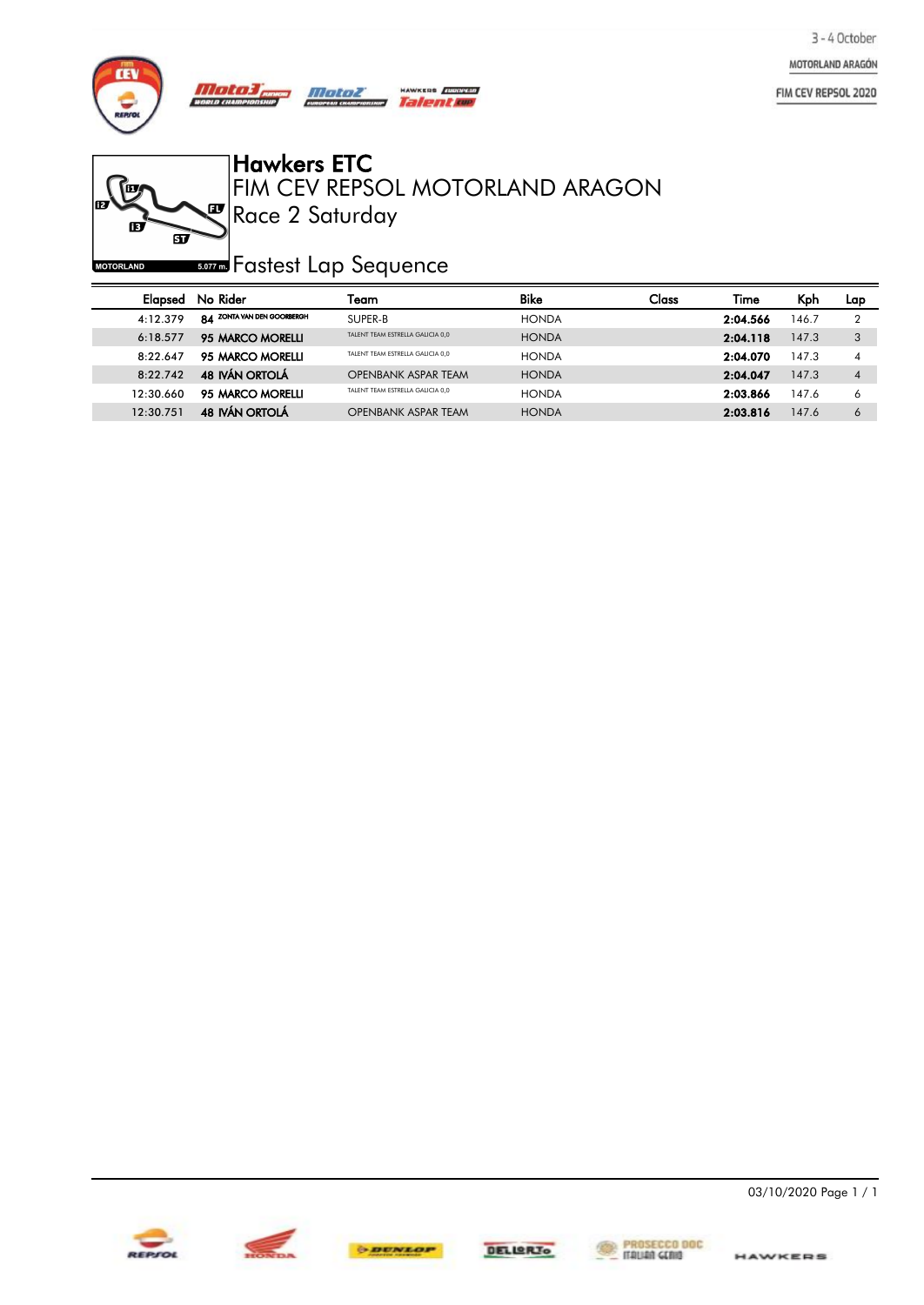# Hawkers ETC

## FIM CEV REPSOL MOTORLAND ARAGON

## Race 2 Saturday

## Fastest Lap Sequence

| Elapsed | No | Rider | Team | Bike | Class | Time | Kph | Lap |
|---|---|---|---|---|---|---|---|---|
| 4:12.379 | 84 | ZONTA VAN DEN GOORBERGH | SUPER-B | HONDA | | **2:04.566** | 146.7 | 2 |
| 6:18.577 | 95 | MARCO MORELLI | TALENT TEAM ESTRELLA GALICIA 0,0 | HONDA | | **2:04.118** | 147.3 | 3 |
| 8:22.647 | 95 | MARCO MORELLI | TALENT TEAM ESTRELLA GALICIA 0,0 | HONDA | | **2:04.070** | 147.3 | 4 |
| 8:22.742 | 48 | IVÁN ORTOLÁ | OPENBANK ASPAR TEAM | HONDA | | **2:04.047** | 147.3 | 4 |
| 12:30.660 | 95 | MARCO MORELLI | TALENT TEAM ESTRELLA GALICIA 0,0 | HONDA | | **2:03.866** | 147.6 | 6 |
| 12:30.751 | 48 | IVÁN ORTOLÁ | OPENBANK ASPAR TEAM | HONDA | | **2:03.816** | 147.6 | 6 |

03/10/2020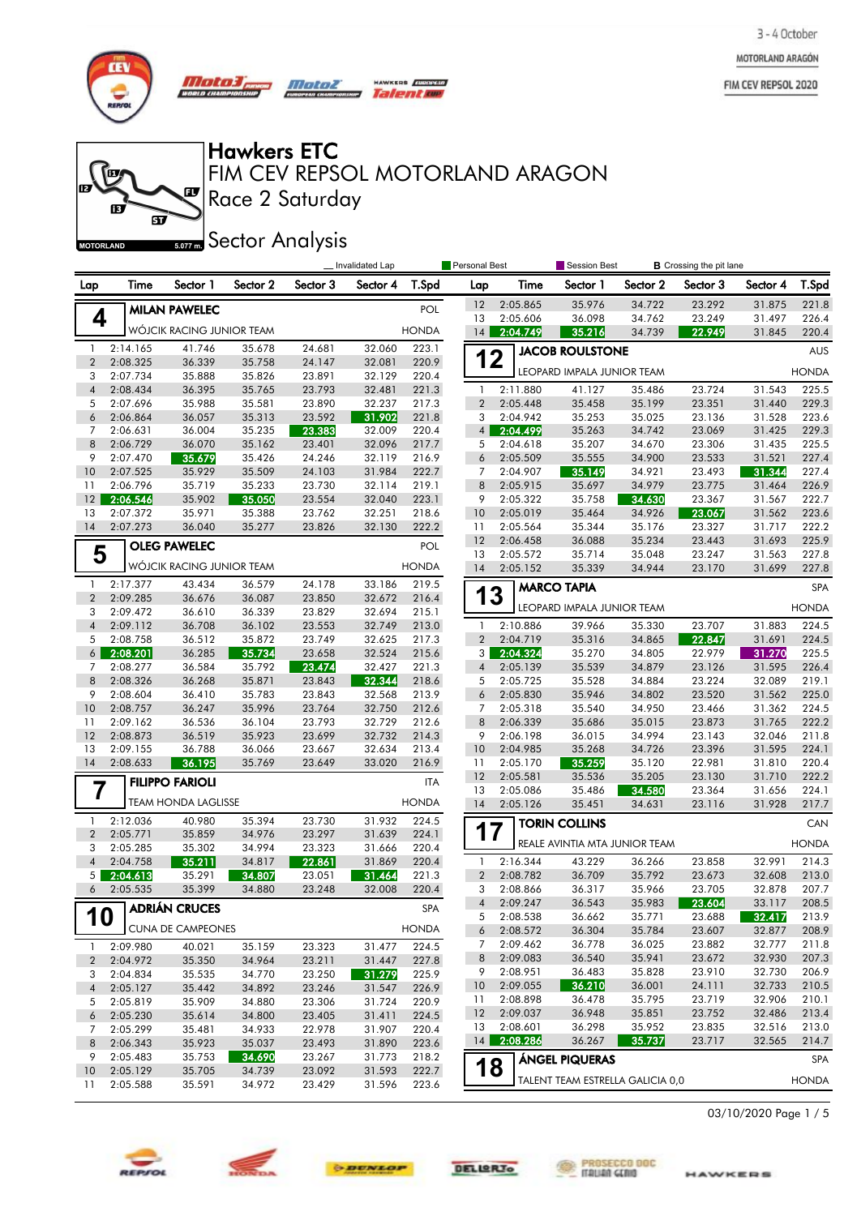# Hawkers ETC

## FIM CEV REPSOL MOTORLAND ARAGON

### Race 2 Saturday

### Sector Analysis

MOTORLAND 5.077 m.

_ Invalidated Lap | Personal Best | Session Best | B Crossing the pit lane

**4 MILAN PAWELEC** — POL — WÓJCIK RACING JUNIOR TEAM — HONDA

| Lap | Time | Sector 1 | Sector 2 | Sector 3 | Sector 4 | T.Spd |
|---|---|---|---|---|---|---|
| 1 | 2:14.165 | 41.746 | 35.678 | 24.681 | 32.060 | 223.1 |
| 2 | 2:08.325 | 36.339 | 35.758 | 24.147 | 32.081 | 220.9 |
| 3 | 2:07.734 | 35.888 | 35.826 | 23.891 | 32.129 | 220.4 |
| 4 | 2:08.434 | 36.395 | 35.765 | 23.793 | 32.481 | 221.3 |
| 5 | 2:07.696 | 35.988 | 35.581 | 23.890 | 32.237 | 217.3 |
| 6 | 2:06.864 | 36.057 | 35.313 | 23.592 | 31.902 | 221.8 |
| 7 | 2:06.631 | 36.004 | 35.235 | 23.383 | 32.009 | 220.4 |
| 8 | 2:06.729 | 36.070 | 35.162 | 23.401 | 32.096 | 217.7 |
| 9 | 2:07.470 | 35.679 | 35.426 | 24.246 | 32.119 | 216.9 |
| 10 | 2:07.525 | 35.929 | 35.509 | 24.103 | 31.984 | 222.7 |
| 11 | 2:06.796 | 35.719 | 35.233 | 23.730 | 32.114 | 219.1 |
| 12 | 2:06.546 | 35.902 | 35.050 | 23.554 | 32.040 | 223.1 |
| 13 | 2:07.372 | 35.971 | 35.388 | 23.762 | 32.251 | 218.6 |
| 14 | 2:07.273 | 36.040 | 35.277 | 23.826 | 32.130 | 222.2 |

**5 OLEG PAWELEC** — POL — WÓJCIK RACING JUNIOR TEAM — HONDA

| Lap | Time | Sector 1 | Sector 2 | Sector 3 | Sector 4 | T.Spd |
|---|---|---|---|---|---|---|
| 1 | 2:17.377 | 43.434 | 36.579 | 24.178 | 33.186 | 219.5 |
| 2 | 2:09.285 | 36.676 | 36.087 | 23.850 | 32.672 | 216.4 |
| 3 | 2:09.472 | 36.610 | 36.339 | 23.829 | 32.694 | 215.1 |
| 4 | 2:09.112 | 36.708 | 36.102 | 23.553 | 32.749 | 213.0 |
| 5 | 2:08.758 | 36.512 | 35.872 | 23.749 | 32.625 | 217.3 |
| 6 | 2:08.201 | 36.285 | 35.734 | 23.658 | 32.524 | 215.6 |
| 7 | 2:08.277 | 36.584 | 35.792 | 23.474 | 32.427 | 221.3 |
| 8 | 2:08.326 | 36.268 | 35.871 | 23.843 | 32.344 | 218.6 |
| 9 | 2:08.604 | 36.410 | 35.783 | 23.843 | 32.568 | 213.9 |
| 10 | 2:08.757 | 36.247 | 35.996 | 23.764 | 32.750 | 212.6 |
| 11 | 2:09.162 | 36.536 | 36.104 | 23.793 | 32.729 | 212.6 |
| 12 | 2:08.873 | 36.519 | 35.923 | 23.699 | 32.732 | 214.3 |
| 13 | 2:09.155 | 36.788 | 36.066 | 23.667 | 32.634 | 213.4 |
| 14 | 2:08.633 | 36.195 | 35.769 | 23.649 | 33.020 | 216.9 |

**7 FILIPPO FARIOLI** — ITA — TEAM HONDA LAGLISSE — HONDA

| Lap | Time | Sector 1 | Sector 2 | Sector 3 | Sector 4 | T.Spd |
|---|---|---|---|---|---|---|
| 1 | 2:12.036 | 40.980 | 35.394 | 23.730 | 31.932 | 224.5 |
| 2 | 2:05.771 | 35.859 | 34.976 | 23.297 | 31.639 | 224.1 |
| 3 | 2:05.285 | 35.302 | 34.994 | 23.323 | 31.666 | 220.4 |
| 4 | 2:04.758 | 35.211 | 34.817 | 22.861 | 31.869 | 220.4 |
| 5 | 2:04.613 | 35.291 | 34.807 | 23.051 | 31.464 | 221.3 |
| 6 | 2:05.535 | 35.399 | 34.880 | 23.248 | 32.008 | 220.4 |

**10 ADRIÁN CRUCES** — SPA — CUNA DE CAMPEONES — HONDA

| Lap | Time | Sector 1 | Sector 2 | Sector 3 | Sector 4 | T.Spd |
|---|---|---|---|---|---|---|
| 1 | 2:09.980 | 40.021 | 35.159 | 23.323 | 31.477 | 224.5 |
| 2 | 2:04.972 | 35.350 | 34.964 | 23.211 | 31.447 | 227.8 |
| 3 | 2:04.834 | 35.535 | 34.770 | 23.250 | 31.279 | 225.9 |
| 4 | 2:05.127 | 35.442 | 34.892 | 23.246 | 31.547 | 226.9 |
| 5 | 2:05.819 | 35.909 | 34.880 | 23.306 | 31.724 | 220.9 |
| 6 | 2:05.230 | 35.614 | 34.800 | 23.405 | 31.411 | 224.5 |
| 7 | 2:05.299 | 35.481 | 34.933 | 22.978 | 31.907 | 220.4 |
| 8 | 2:06.343 | 35.923 | 35.037 | 23.493 | 31.890 | 223.6 |
| 9 | 2:05.483 | 35.753 | 34.690 | 23.267 | 31.773 | 218.2 |
| 10 | 2:05.129 | 35.705 | 34.739 | 23.092 | 31.593 | 222.7 |
| 11 | 2:05.588 | 35.591 | 34.972 | 23.429 | 31.596 | 223.6 |
| 12 | 2:05.865 | 35.976 | 34.722 | 23.292 | 31.875 | 221.8 |
| 13 | 2:05.606 | 36.098 | 34.762 | 23.249 | 31.497 | 226.4 |
| 14 | 2:04.749 | 35.216 | 34.739 | 22.949 | 31.845 | 220.4 |

**12 JACOB ROULSTONE** — AUS — LEOPARD IMPALA JUNIOR TEAM — HONDA

| Lap | Time | Sector 1 | Sector 2 | Sector 3 | Sector 4 | T.Spd |
|---|---|---|---|---|---|---|
| 1 | 2:11.880 | 41.127 | 35.486 | 23.724 | 31.543 | 225.5 |
| 2 | 2:05.448 | 35.458 | 35.199 | 23.351 | 31.440 | 229.3 |
| 3 | 2:04.942 | 35.253 | 35.025 | 23.136 | 31.528 | 223.6 |
| 4 | 2:04.499 | 35.263 | 34.742 | 23.069 | 31.425 | 229.3 |
| 5 | 2:04.618 | 35.207 | 34.670 | 23.306 | 31.435 | 225.5 |
| 6 | 2:05.509 | 35.555 | 34.900 | 23.533 | 31.521 | 227.4 |
| 7 | 2:04.907 | 35.149 | 34.921 | 23.493 | 31.344 | 227.4 |
| 8 | 2:05.915 | 35.697 | 34.979 | 23.775 | 31.464 | 226.9 |
| 9 | 2:05.322 | 35.758 | 34.630 | 23.367 | 31.567 | 222.7 |
| 10 | 2:05.019 | 35.464 | 34.926 | 23.067 | 31.562 | 223.6 |
| 11 | 2:05.564 | 35.344 | 35.176 | 23.327 | 31.717 | 222.2 |
| 12 | 2:06.458 | 36.088 | 35.234 | 23.443 | 31.693 | 225.9 |
| 13 | 2:05.572 | 35.714 | 35.048 | 23.247 | 31.563 | 227.8 |
| 14 | 2:05.152 | 35.339 | 34.944 | 23.170 | 31.699 | 227.8 |

**13 MARCO TAPIA** — SPA — LEOPARD IMPALA JUNIOR TEAM — HONDA

| Lap | Time | Sector 1 | Sector 2 | Sector 3 | Sector 4 | T.Spd |
|---|---|---|---|---|---|---|
| 1 | 2:10.886 | 39.966 | 35.330 | 23.707 | 31.883 | 224.5 |
| 2 | 2:04.719 | 35.316 | 34.865 | 22.847 | 31.691 | 224.5 |
| 3 | 2:04.324 | 35.270 | 34.805 | 22.979 | 31.270 | 225.5 |
| 4 | 2:05.139 | 35.539 | 34.879 | 23.126 | 31.595 | 226.4 |
| 5 | 2:05.725 | 35.528 | 34.884 | 23.224 | 32.089 | 219.1 |
| 6 | 2:05.830 | 35.946 | 34.802 | 23.520 | 31.562 | 225.0 |
| 7 | 2:05.318 | 35.540 | 34.950 | 23.466 | 31.362 | 224.5 |
| 8 | 2:06.339 | 35.686 | 35.015 | 23.873 | 31.765 | 222.2 |
| 9 | 2:06.198 | 36.015 | 34.994 | 23.143 | 32.046 | 211.8 |
| 10 | 2:04.985 | 35.268 | 34.726 | 23.396 | 31.595 | 224.1 |
| 11 | 2:05.170 | 35.259 | 35.120 | 22.981 | 31.810 | 220.4 |
| 12 | 2:05.581 | 35.536 | 35.205 | 23.130 | 31.710 | 222.2 |
| 13 | 2:05.086 | 35.486 | 34.580 | 23.364 | 31.656 | 224.1 |
| 14 | 2:05.126 | 35.451 | 34.631 | 23.116 | 31.928 | 217.7 |

**17 TORIN COLLINS** — CAN — REALE AVINTIA MTA JUNIOR TEAM — HONDA

| Lap | Time | Sector 1 | Sector 2 | Sector 3 | Sector 4 | T.Spd |
|---|---|---|---|---|---|---|
| 1 | 2:16.344 | 43.229 | 36.266 | 23.858 | 32.991 | 214.3 |
| 2 | 2:08.782 | 36.709 | 35.792 | 23.673 | 32.608 | 213.0 |
| 3 | 2:08.866 | 36.317 | 35.966 | 23.705 | 32.878 | 207.7 |
| 4 | 2:09.247 | 36.543 | 35.983 | 23.604 | 33.117 | 208.5 |
| 5 | 2:08.538 | 36.662 | 35.771 | 23.688 | 32.417 | 213.9 |
| 6 | 2:08.572 | 36.304 | 35.784 | 23.607 | 32.877 | 208.9 |
| 7 | 2:09.462 | 36.778 | 36.025 | 23.882 | 32.777 | 211.8 |
| 8 | 2:09.083 | 36.540 | 35.941 | 23.672 | 32.930 | 207.3 |
| 9 | 2:08.951 | 36.483 | 35.828 | 23.910 | 32.730 | 206.9 |
| 10 | 2:09.055 | 36.210 | 36.001 | 24.111 | 32.733 | 210.5 |
| 11 | 2:08.898 | 36.478 | 35.795 | 23.719 | 32.906 | 210.1 |
| 12 | 2:09.037 | 36.948 | 35.851 | 23.752 | 32.486 | 213.4 |
| 13 | 2:08.601 | 36.298 | 35.952 | 23.835 | 32.516 | 213.0 |
| 14 | 2:08.286 | 36.267 | 35.737 | 23.717 | 32.565 | 214.7 |

**18 ÁNGEL PIQUERAS** — SPA — TALENT TEAM ESTRELLA GALICIA 0,0 — HONDA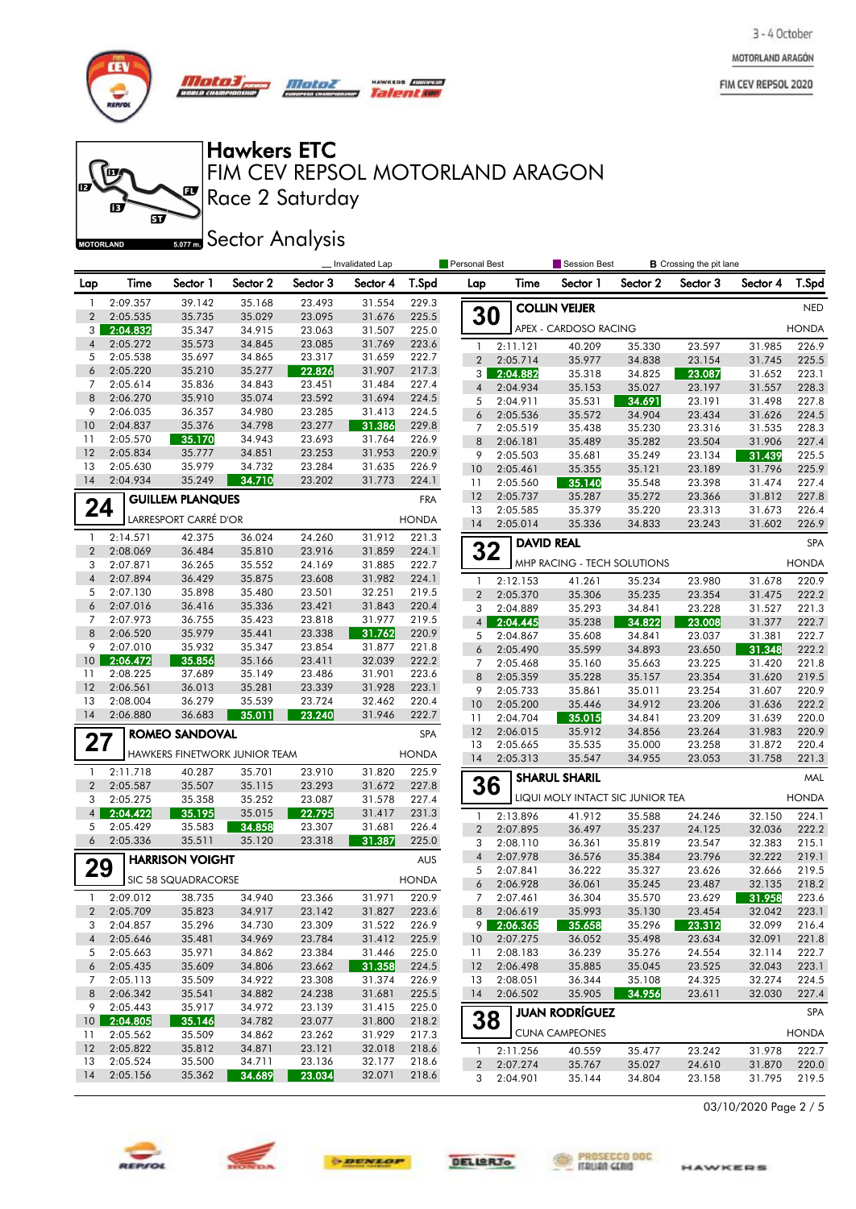# Hawkers ETC

## FIM CEV REPSOL MOTORLAND ARAGON

### Race 2 Saturday

### Sector Analysis

MOTORLAND 5.077 m.

_ Invalidated Lap | Personal Best | Session Best | B Crossing the pit lane

(continued)

| Lap | Time | Sector 1 | Sector 2 | Sector 3 | Sector 4 | T.Spd |
|---|---|---|---|---|---|---|
| 1 | 2:09.357 | 39.142 | 35.168 | 23.493 | 31.554 | 229.3 |
| 2 | 2:05.535 | 35.735 | 35.029 | 23.095 | 31.676 | 225.5 |
| 3 | 2:04.832 | 35.347 | 34.915 | 23.063 | 31.507 | 225.0 |
| 4 | 2:05.272 | 35.573 | 34.845 | 23.085 | 31.769 | 223.6 |
| 5 | 2:05.538 | 35.697 | 34.865 | 23.317 | 31.659 | 222.7 |
| 6 | 2:05.220 | 35.210 | 35.277 | 22.826 | 31.907 | 217.3 |
| 7 | 2:05.614 | 35.836 | 34.843 | 23.451 | 31.484 | 227.4 |
| 8 | 2:06.270 | 35.910 | 35.074 | 23.592 | 31.694 | 224.5 |
| 9 | 2:06.035 | 36.357 | 34.980 | 23.285 | 31.413 | 224.5 |
| 10 | 2:04.837 | 35.376 | 34.798 | 23.277 | 31.386 | 229.8 |
| 11 | 2:05.570 | 35.170 | 34.943 | 23.693 | 31.764 | 226.9 |
| 12 | 2:05.834 | 35.777 | 34.851 | 23.253 | 31.953 | 220.9 |
| 13 | 2:05.630 | 35.979 | 34.732 | 23.284 | 31.635 | 226.9 |
| 14 | 2:04.934 | 35.249 | 34.710 | 23.202 | 31.773 | 224.1 |

**24 GUILLEM PLANQUES** — FRA
LARRESPORT CARRÉ D'OR — HONDA

| Lap | Time | Sector 1 | Sector 2 | Sector 3 | Sector 4 | T.Spd |
|---|---|---|---|---|---|---|
| 1 | 2:14.571 | 42.375 | 36.024 | 24.260 | 31.912 | 221.3 |
| 2 | 2:08.069 | 36.484 | 35.810 | 23.916 | 31.859 | 224.1 |
| 3 | 2:07.871 | 36.265 | 35.552 | 24.169 | 31.885 | 222.7 |
| 4 | 2:07.894 | 36.429 | 35.875 | 23.608 | 31.982 | 224.1 |
| 5 | 2:07.130 | 35.898 | 35.480 | 23.501 | 32.251 | 219.5 |
| 6 | 2:07.016 | 36.416 | 35.336 | 23.421 | 31.843 | 220.4 |
| 7 | 2:07.973 | 36.755 | 35.423 | 23.818 | 31.977 | 219.5 |
| 8 | 2:06.520 | 35.979 | 35.441 | 23.338 | 31.762 | 220.9 |
| 9 | 2:07.010 | 35.932 | 35.347 | 23.854 | 31.877 | 221.8 |
| 10 | 2:06.472 | 35.856 | 35.166 | 23.411 | 32.039 | 222.2 |
| 11 | 2:08.225 | 37.689 | 35.149 | 23.486 | 31.901 | 223.6 |
| 12 | 2:06.561 | 36.013 | 35.281 | 23.339 | 31.928 | 223.1 |
| 13 | 2:08.004 | 36.279 | 35.539 | 23.724 | 32.462 | 220.4 |
| 14 | 2:06.880 | 36.683 | 35.011 | 23.240 | 31.946 | 222.7 |

**27 ROMEO SANDOVAL** — SPA
HAWKERS FINETWORK JUNIOR TEAM — HONDA

| Lap | Time | Sector 1 | Sector 2 | Sector 3 | Sector 4 | T.Spd |
|---|---|---|---|---|---|---|
| 1 | 2:11.718 | 40.287 | 35.701 | 23.910 | 31.820 | 225.9 |
| 2 | 2:05.587 | 35.507 | 35.115 | 23.293 | 31.672 | 227.8 |
| 3 | 2:05.275 | 35.358 | 35.252 | 23.087 | 31.578 | 227.4 |
| 4 | 2:04.422 | 35.195 | 35.015 | 22.795 | 31.417 | 231.3 |
| 5 | 2:05.429 | 35.583 | 34.858 | 23.307 | 31.681 | 226.4 |
| 6 | 2:05.336 | 35.511 | 35.120 | 23.318 | 31.387 | 225.0 |

**29 HARRISON VOIGHT** — AUS
SIC 58 SQUADRACORSE — HONDA

| Lap | Time | Sector 1 | Sector 2 | Sector 3 | Sector 4 | T.Spd |
|---|---|---|---|---|---|---|
| 1 | 2:09.012 | 38.735 | 34.940 | 23.366 | 31.971 | 220.9 |
| 2 | 2:05.709 | 35.823 | 34.917 | 23.142 | 31.827 | 223.6 |
| 3 | 2:04.857 | 35.296 | 34.730 | 23.309 | 31.522 | 226.9 |
| 4 | 2:05.646 | 35.481 | 34.969 | 23.784 | 31.412 | 225.9 |
| 5 | 2:05.663 | 35.971 | 34.862 | 23.384 | 31.446 | 225.0 |
| 6 | 2:05.435 | 35.609 | 34.806 | 23.662 | 31.358 | 224.5 |
| 7 | 2:05.113 | 35.509 | 34.922 | 23.308 | 31.374 | 226.9 |
| 8 | 2:06.342 | 35.541 | 34.882 | 24.238 | 31.681 | 225.5 |
| 9 | 2:05.443 | 35.917 | 34.972 | 23.139 | 31.415 | 225.0 |
| 10 | 2:04.805 | 35.146 | 34.782 | 23.077 | 31.800 | 218.2 |
| 11 | 2:05.562 | 35.509 | 34.862 | 23.262 | 31.929 | 217.3 |
| 12 | 2:05.822 | 35.812 | 34.871 | 23.121 | 32.018 | 218.6 |
| 13 | 2:05.524 | 35.500 | 34.711 | 23.136 | 32.177 | 218.6 |
| 14 | 2:05.156 | 35.362 | 34.689 | 23.034 | 32.071 | 218.6 |

**30 COLLIN VEIJER** — NED
APEX - CARDOSO RACING — HONDA

| Lap | Time | Sector 1 | Sector 2 | Sector 3 | Sector 4 | T.Spd |
|---|---|---|---|---|---|---|
| 1 | 2:11.121 | 40.209 | 35.330 | 23.597 | 31.985 | 226.9 |
| 2 | 2:05.714 | 35.977 | 34.838 | 23.154 | 31.745 | 225.5 |
| 3 | 2:04.882 | 35.318 | 34.825 | 23.087 | 31.652 | 223.1 |
| 4 | 2:04.934 | 35.153 | 35.027 | 23.197 | 31.557 | 228.3 |
| 5 | 2:04.911 | 35.531 | 34.691 | 23.191 | 31.498 | 227.8 |
| 6 | 2:05.536 | 35.572 | 34.904 | 23.434 | 31.626 | 224.5 |
| 7 | 2:05.519 | 35.438 | 35.230 | 23.316 | 31.535 | 228.3 |
| 8 | 2:06.181 | 35.489 | 35.282 | 23.504 | 31.906 | 227.4 |
| 9 | 2:05.503 | 35.681 | 35.249 | 23.134 | 31.439 | 225.5 |
| 10 | 2:05.461 | 35.355 | 35.121 | 23.189 | 31.796 | 225.9 |
| 11 | 2:05.560 | 35.140 | 35.548 | 23.398 | 31.474 | 227.4 |
| 12 | 2:05.737 | 35.287 | 35.272 | 23.366 | 31.812 | 227.8 |
| 13 | 2:05.585 | 35.379 | 35.220 | 23.313 | 31.673 | 226.4 |
| 14 | 2:05.014 | 35.336 | 34.833 | 23.243 | 31.602 | 226.9 |

**32 DAVID REAL** — SPA
MHP RACING - TECH SOLUTIONS — HONDA

| Lap | Time | Sector 1 | Sector 2 | Sector 3 | Sector 4 | T.Spd |
|---|---|---|---|---|---|---|
| 1 | 2:12.153 | 41.261 | 35.234 | 23.980 | 31.678 | 220.9 |
| 2 | 2:05.370 | 35.306 | 35.235 | 23.354 | 31.475 | 222.2 |
| 3 | 2:04.889 | 35.293 | 34.841 | 23.228 | 31.527 | 221.3 |
| 4 | 2:04.445 | 35.238 | 34.822 | 23.008 | 31.377 | 222.7 |
| 5 | 2:04.867 | 35.608 | 34.841 | 23.037 | 31.381 | 222.7 |
| 6 | 2:05.490 | 35.599 | 34.893 | 23.650 | 31.348 | 222.2 |
| 7 | 2:05.468 | 35.160 | 35.663 | 23.225 | 31.420 | 221.8 |
| 8 | 2:05.359 | 35.228 | 35.157 | 23.354 | 31.620 | 219.5 |
| 9 | 2:05.733 | 35.861 | 35.011 | 23.254 | 31.607 | 220.9 |
| 10 | 2:05.200 | 35.446 | 34.912 | 23.206 | 31.636 | 222.2 |
| 11 | 2:04.704 | 35.015 | 34.841 | 23.209 | 31.639 | 220.0 |
| 12 | 2:06.015 | 35.912 | 34.856 | 23.264 | 31.983 | 220.9 |
| 13 | 2:05.665 | 35.535 | 35.000 | 23.258 | 31.872 | 220.4 |
| 14 | 2:05.313 | 35.547 | 34.955 | 23.053 | 31.758 | 221.3 |

**36 SHARUL SHARIL** — MAL
LIQUI MOLY INTACT SIC JUNIOR TEA — HONDA

| Lap | Time | Sector 1 | Sector 2 | Sector 3 | Sector 4 | T.Spd |
|---|---|---|---|---|---|---|
| 1 | 2:13.896 | 41.912 | 35.588 | 24.246 | 32.150 | 224.1 |
| 2 | 2:07.895 | 36.497 | 35.237 | 24.125 | 32.036 | 222.2 |
| 3 | 2:08.110 | 36.361 | 35.819 | 23.547 | 32.383 | 215.1 |
| 4 | 2:07.978 | 36.576 | 35.384 | 23.796 | 32.222 | 219.1 |
| 5 | 2:07.841 | 36.222 | 35.327 | 23.626 | 32.666 | 219.5 |
| 6 | 2:06.928 | 36.061 | 35.245 | 23.487 | 32.135 | 218.2 |
| 7 | 2:07.461 | 36.304 | 35.570 | 23.629 | 31.958 | 223.6 |
| 8 | 2:06.619 | 35.993 | 35.130 | 23.454 | 32.042 | 223.1 |
| 9 | 2:06.365 | 35.658 | 35.296 | 23.312 | 32.099 | 216.4 |
| 10 | 2:07.275 | 36.052 | 35.498 | 23.634 | 32.091 | 221.8 |
| 11 | 2:08.183 | 36.239 | 35.276 | 24.554 | 32.114 | 222.7 |
| 12 | 2:06.498 | 35.885 | 35.045 | 23.525 | 32.043 | 223.1 |
| 13 | 2:08.051 | 36.344 | 35.108 | 24.325 | 32.274 | 224.5 |
| 14 | 2:06.502 | 35.905 | 34.956 | 23.611 | 32.030 | 227.4 |

**38 JUAN RODRÍGUEZ** — SPA
CUNA CAMPEONES — HONDA

| Lap | Time | Sector 1 | Sector 2 | Sector 3 | Sector 4 | T.Spd |
|---|---|---|---|---|---|---|
| 1 | 2:11.256 | 40.559 | 35.477 | 23.242 | 31.978 | 222.7 |
| 2 | 2:07.274 | 35.767 | 35.027 | 24.610 | 31.870 | 220.0 |
| 3 | 2:04.901 | 35.144 | 34.804 | 23.158 | 31.795 | 219.5 |

03/10/2020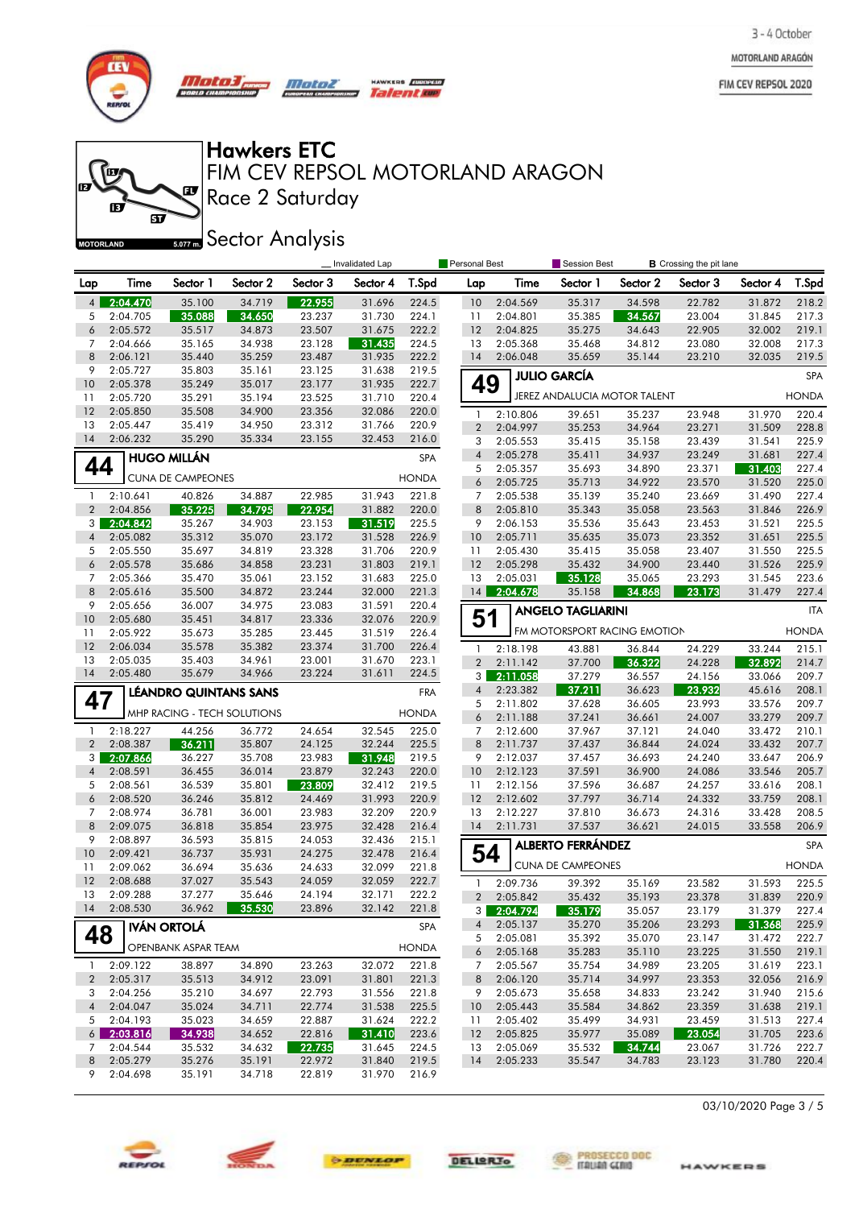# Hawkers ETC

## FIM CEV REPSOL MOTORLAND ARAGON

### Race 2 Saturday

### Sector Analysis

3 - 4 October
MOTORLAND ARAGÓN
FIM CEV REPSOL 2020

MOTORLAND 5.077 m.

_ Invalidated Lap | Personal Best | Session Best | **B** Crossing the pit lane

(continued from previous page)

| Lap | Time | Sector 1 | Sector 2 | Sector 3 | Sector 4 | T.Spd |
|---|---|---|---|---|---|---|
| 4 | 2:04.470 | 35.100 | 34.719 | 22.955 | 31.696 | 224.5 |
| 5 | 2:04.705 | 35.088 | 34.650 | 23.237 | 31.730 | 224.1 |
| 6 | 2:05.572 | 35.517 | 34.873 | 23.507 | 31.675 | 222.2 |
| 7 | 2:04.666 | 35.165 | 34.938 | 23.128 | 31.435 | 224.5 |
| 8 | 2:06.121 | 35.440 | 35.259 | 23.487 | 31.935 | 222.2 |
| 9 | 2:05.727 | 35.803 | 35.161 | 23.125 | 31.638 | 219.5 |
| 10 | 2:05.378 | 35.249 | 35.017 | 23.177 | 31.935 | 222.7 |
| 11 | 2:05.720 | 35.291 | 35.194 | 23.525 | 31.710 | 220.4 |
| 12 | 2:05.850 | 35.508 | 34.900 | 23.356 | 32.086 | 220.0 |
| 13 | 2:05.447 | 35.419 | 34.950 | 23.312 | 31.766 | 220.9 |
| 14 | 2:06.232 | 35.290 | 35.334 | 23.155 | 32.453 | 216.0 |

**44 HUGO MILLÁN** — SPA
CUNA DE CAMPEONES — HONDA

| Lap | Time | Sector 1 | Sector 2 | Sector 3 | Sector 4 | T.Spd |
|---|---|---|---|---|---|---|
| 1 | 2:10.641 | 40.826 | 34.887 | 22.985 | 31.943 | 221.8 |
| 2 | 2:04.856 | 35.225 | 34.795 | 22.954 | 31.882 | 220.0 |
| 3 | 2:04.842 | 35.267 | 34.903 | 23.153 | 31.519 | 225.5 |
| 4 | 2:05.082 | 35.312 | 35.070 | 23.172 | 31.528 | 226.9 |
| 5 | 2:05.550 | 35.697 | 34.819 | 23.328 | 31.706 | 220.9 |
| 6 | 2:05.578 | 35.686 | 34.858 | 23.231 | 31.803 | 219.1 |
| 7 | 2:05.366 | 35.470 | 35.061 | 23.152 | 31.683 | 225.0 |
| 8 | 2:05.616 | 35.500 | 34.872 | 23.244 | 32.000 | 221.3 |
| 9 | 2:05.656 | 36.007 | 34.975 | 23.083 | 31.591 | 220.4 |
| 10 | 2:05.680 | 35.451 | 34.817 | 23.336 | 32.076 | 220.9 |
| 11 | 2:05.922 | 35.673 | 35.285 | 23.445 | 31.519 | 226.4 |
| 12 | 2:06.034 | 35.578 | 35.382 | 23.374 | 31.700 | 226.4 |
| 13 | 2:05.035 | 35.403 | 34.961 | 23.001 | 31.670 | 223.1 |
| 14 | 2:05.480 | 35.679 | 34.966 | 23.224 | 31.611 | 224.5 |

**47 LÉANDRO QUINTANS SANS** — FRA
MHP RACING - TECH SOLUTIONS — HONDA

| Lap | Time | Sector 1 | Sector 2 | Sector 3 | Sector 4 | T.Spd |
|---|---|---|---|---|---|---|
| 1 | 2:18.227 | 44.256 | 36.772 | 24.654 | 32.545 | 225.0 |
| 2 | 2:08.387 | 36.211 | 35.807 | 24.125 | 32.244 | 225.5 |
| 3 | 2:07.866 | 36.227 | 35.708 | 23.983 | 31.948 | 219.5 |
| 4 | 2:08.591 | 36.455 | 36.014 | 23.879 | 32.243 | 220.0 |
| 5 | 2:08.561 | 36.539 | 35.801 | 23.809 | 32.412 | 219.5 |
| 6 | 2:08.520 | 36.246 | 35.812 | 24.469 | 31.993 | 220.9 |
| 7 | 2:08.974 | 36.781 | 36.001 | 23.983 | 32.209 | 220.9 |
| 8 | 2:09.075 | 36.818 | 35.854 | 23.975 | 32.428 | 216.4 |
| 9 | 2:08.897 | 36.593 | 35.815 | 24.053 | 32.436 | 215.1 |
| 10 | 2:09.421 | 36.737 | 35.931 | 24.275 | 32.478 | 216.4 |
| 11 | 2:09.062 | 36.694 | 35.636 | 24.633 | 32.099 | 221.8 |
| 12 | 2:08.688 | 37.027 | 35.543 | 24.059 | 32.059 | 222.7 |
| 13 | 2:09.288 | 37.277 | 35.646 | 24.194 | 32.171 | 222.2 |
| 14 | 2:08.530 | 36.962 | 35.530 | 23.896 | 32.142 | 221.8 |

**48 IVÁN ORTOLÁ** — SPA
OPENBANK ASPAR TEAM — HONDA

| Lap | Time | Sector 1 | Sector 2 | Sector 3 | Sector 4 | T.Spd |
|---|---|---|---|---|---|---|
| 1 | 2:09.122 | 38.897 | 34.890 | 23.263 | 32.072 | 221.8 |
| 2 | 2:05.317 | 35.513 | 34.912 | 23.091 | 31.801 | 221.3 |
| 3 | 2:04.256 | 35.210 | 34.697 | 22.793 | 31.556 | 221.8 |
| 4 | 2:04.047 | 35.024 | 34.711 | 22.774 | 31.538 | 225.5 |
| 5 | 2:04.193 | 35.023 | 34.659 | 22.887 | 31.624 | 222.2 |
| 6 | 2:03.816 | 34.938 | 34.652 | 22.816 | 31.410 | 223.6 |
| 7 | 2:04.544 | 35.532 | 34.632 | 22.735 | 31.645 | 224.5 |
| 8 | 2:05.279 | 35.276 | 35.191 | 22.972 | 31.840 | 219.5 |
| 9 | 2:04.698 | 35.191 | 34.718 | 22.819 | 31.970 | 216.9 |
| 10 | 2:04.569 | 35.317 | 34.598 | 22.782 | 31.872 | 218.2 |
| 11 | 2:04.801 | 35.385 | 34.567 | 23.004 | 31.845 | 217.3 |
| 12 | 2:04.825 | 35.275 | 34.643 | 22.905 | 32.002 | 219.1 |
| 13 | 2:05.368 | 35.468 | 34.812 | 23.080 | 32.008 | 217.3 |
| 14 | 2:06.048 | 35.659 | 35.144 | 23.210 | 32.035 | 219.5 |

**49 JULIO GARCÍA** — SPA
JEREZ ANDALUCIA MOTOR TALENT — HONDA

| Lap | Time | Sector 1 | Sector 2 | Sector 3 | Sector 4 | T.Spd |
|---|---|---|---|---|---|---|
| 1 | 2:10.806 | 39.651 | 35.237 | 23.948 | 31.970 | 220.4 |
| 2 | 2:04.997 | 35.253 | 34.964 | 23.271 | 31.509 | 228.8 |
| 3 | 2:05.553 | 35.415 | 35.158 | 23.439 | 31.541 | 225.9 |
| 4 | 2:05.278 | 35.411 | 34.937 | 23.249 | 31.681 | 227.4 |
| 5 | 2:05.357 | 35.693 | 34.890 | 23.371 | 31.403 | 227.4 |
| 6 | 2:05.725 | 35.713 | 34.922 | 23.570 | 31.520 | 225.0 |
| 7 | 2:05.538 | 35.139 | 35.240 | 23.669 | 31.490 | 227.4 |
| 8 | 2:05.810 | 35.343 | 35.058 | 23.563 | 31.846 | 226.9 |
| 9 | 2:06.153 | 35.536 | 35.643 | 23.453 | 31.521 | 225.5 |
| 10 | 2:05.711 | 35.635 | 35.073 | 23.352 | 31.651 | 225.5 |
| 11 | 2:05.430 | 35.415 | 35.058 | 23.407 | 31.550 | 225.5 |
| 12 | 2:05.298 | 35.432 | 34.900 | 23.440 | 31.526 | 225.9 |
| 13 | 2:05.031 | 35.128 | 35.065 | 23.293 | 31.545 | 223.6 |
| 14 | 2:04.678 | 35.158 | 34.868 | 23.173 | 31.479 | 227.4 |

**51 ANGELO TAGLIARINI** — ITA
FM MOTORSPORT RACING EMOTION — HONDA

| Lap | Time | Sector 1 | Sector 2 | Sector 3 | Sector 4 | T.Spd |
|---|---|---|---|---|---|---|
| 1 | 2:18.198 | 43.881 | 36.844 | 24.229 | 33.244 | 215.1 |
| 2 | 2:11.142 | 37.700 | 36.322 | 24.228 | 32.892 | 214.7 |
| 3 | 2:11.058 | 37.279 | 36.557 | 24.156 | 33.066 | 209.7 |
| 4 | 2:23.382 | 37.211 | 36.623 | 23.932 | 45.616 | 208.1 |
| 5 | 2:11.802 | 37.628 | 36.605 | 23.993 | 33.576 | 209.7 |
| 6 | 2:11.188 | 37.241 | 36.661 | 24.007 | 33.279 | 209.7 |
| 7 | 2:12.600 | 37.967 | 37.121 | 24.040 | 33.472 | 210.1 |
| 8 | 2:11.737 | 37.437 | 36.844 | 24.024 | 33.432 | 207.7 |
| 9 | 2:12.037 | 37.457 | 36.693 | 24.240 | 33.647 | 206.9 |
| 10 | 2:12.123 | 37.591 | 36.900 | 24.086 | 33.546 | 205.7 |
| 11 | 2:12.156 | 37.596 | 36.687 | 24.257 | 33.616 | 208.1 |
| 12 | 2:12.602 | 37.797 | 36.714 | 24.332 | 33.759 | 208.1 |
| 13 | 2:12.227 | 37.810 | 36.673 | 24.316 | 33.428 | 208.5 |
| 14 | 2:11.731 | 37.537 | 36.621 | 24.015 | 33.558 | 206.9 |

**54 ALBERTO FERRÁNDEZ** — SPA
CUNA DE CAMPEONES — HONDA

| Lap | Time | Sector 1 | Sector 2 | Sector 3 | Sector 4 | T.Spd |
|---|---|---|---|---|---|---|
| 1 | 2:09.736 | 39.392 | 35.169 | 23.582 | 31.593 | 225.5 |
| 2 | 2:05.842 | 35.432 | 35.193 | 23.378 | 31.839 | 220.9 |
| 3 | 2:04.794 | 35.179 | 35.057 | 23.179 | 31.379 | 227.4 |
| 4 | 2:05.137 | 35.270 | 35.206 | 23.293 | 31.368 | 225.9 |
| 5 | 2:05.081 | 35.392 | 35.070 | 23.147 | 31.472 | 222.7 |
| 6 | 2:05.168 | 35.283 | 35.110 | 23.225 | 31.550 | 219.1 |
| 7 | 2:05.567 | 35.754 | 34.989 | 23.205 | 31.619 | 223.1 |
| 8 | 2:06.120 | 35.714 | 34.997 | 23.353 | 32.056 | 216.9 |
| 9 | 2:05.673 | 35.658 | 34.833 | 23.242 | 31.940 | 215.6 |
| 10 | 2:05.443 | 35.584 | 34.862 | 23.359 | 31.638 | 219.1 |
| 11 | 2:05.402 | 35.499 | 34.931 | 23.459 | 31.513 | 227.4 |
| 12 | 2:05.825 | 35.977 | 35.089 | 23.054 | 31.705 | 223.6 |
| 13 | 2:05.069 | 35.532 | 34.744 | 23.067 | 31.726 | 222.7 |
| 14 | 2:05.233 | 35.547 | 34.783 | 23.123 | 31.780 | 220.4 |

03/10/2020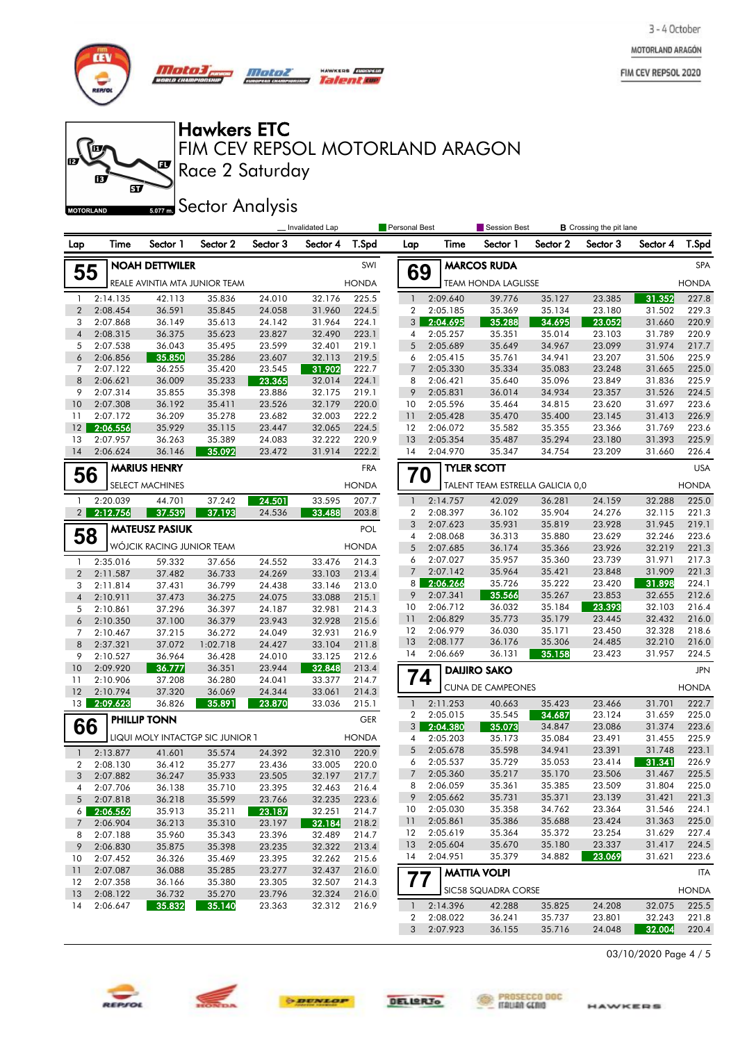3 - 4 October

MOTORLAND ARAGÓN

FIM CEV REPSOL 2020

# Hawkers ETC

## FIM CEV REPSOL MOTORLAND ARAGON

## Race 2 Saturday

## Sector Analysis

MOTORLAND 5.077 m.

_ Invalidated Lap | Personal Best | Session Best | B Crossing the pit lane

### 55 NOAH DETTWILER — SWI — REALE AVINTIA MTA JUNIOR TEAM — HONDA

| Lap | Time | Sector 1 | Sector 2 | Sector 3 | Sector 4 | T.Spd |
|---|---|---|---|---|---|---|
| 1 | 2:14.135 | 42.113 | 35.836 | 24.010 | 32.176 | 225.5 |
| 2 | 2:08.454 | 36.591 | 35.845 | 24.058 | 31.960 | 224.5 |
| 3 | 2:07.868 | 36.149 | 35.613 | 24.142 | 31.964 | 224.1 |
| 4 | 2:08.315 | 36.375 | 35.623 | 23.827 | 32.490 | 223.1 |
| 5 | 2:07.538 | 36.043 | 35.495 | 23.599 | 32.401 | 219.1 |
| 6 | 2:06.856 | 35.850 | 35.286 | 23.607 | 32.113 | 219.5 |
| 7 | 2:07.122 | 36.255 | 35.420 | 23.545 | 31.902 | 222.7 |
| 8 | 2:06.621 | 36.009 | 35.233 | 23.365 | 32.014 | 224.1 |
| 9 | 2:07.314 | 35.855 | 35.398 | 23.886 | 32.175 | 219.1 |
| 10 | 2:07.308 | 36.192 | 35.411 | 23.526 | 32.179 | 220.0 |
| 11 | 2:07.172 | 36.209 | 35.278 | 23.682 | 32.003 | 222.2 |
| 12 | 2:06.556 | 35.929 | 35.115 | 23.447 | 32.065 | 224.5 |
| 13 | 2:07.957 | 36.263 | 35.389 | 24.083 | 32.222 | 220.9 |
| 14 | 2:06.624 | 36.146 | 35.092 | 23.472 | 31.914 | 222.2 |

### 56 MARIUS HENRY — FRA — SELECT MACHINES — HONDA

| Lap | Time | Sector 1 | Sector 2 | Sector 3 | Sector 4 | T.Spd |
|---|---|---|---|---|---|---|
| 1 | 2:20.039 | 44.701 | 37.242 | 24.501 | 33.595 | 207.7 |
| 2 | 2:12.756 | 37.539 | 37.193 | 24.536 | 33.488 | 203.8 |

### 58 MATEUSZ PASIUK — POL — WÓJCIK RACING JUNIOR TEAM — HONDA

| Lap | Time | Sector 1 | Sector 2 | Sector 3 | Sector 4 | T.Spd |
|---|---|---|---|---|---|---|
| 1 | 2:35.016 | 59.332 | 37.656 | 24.552 | 33.476 | 214.3 |
| 2 | 2:11.587 | 37.482 | 36.733 | 24.269 | 33.103 | 213.4 |
| 3 | 2:11.814 | 37.431 | 36.799 | 24.438 | 33.146 | 213.0 |
| 4 | 2:10.911 | 37.473 | 36.275 | 24.075 | 33.088 | 215.1 |
| 5 | 2:10.861 | 37.296 | 36.397 | 24.187 | 32.981 | 214.3 |
| 6 | 2:10.350 | 37.100 | 36.379 | 23.943 | 32.928 | 215.6 |
| 7 | 2:10.467 | 37.215 | 36.272 | 24.049 | 32.931 | 216.9 |
| 8 | 2:37.321 | 37.072 | 1:02.718 | 24.427 | 33.104 | 211.8 |
| 9 | 2:10.527 | 36.964 | 36.428 | 24.010 | 33.125 | 212.6 |
| 10 | 2:09.920 | 36.777 | 36.351 | 23.944 | 32.848 | 213.4 |
| 11 | 2:10.906 | 37.208 | 36.280 | 24.041 | 33.377 | 214.7 |
| 12 | 2:10.794 | 37.320 | 36.069 | 24.344 | 33.061 | 214.3 |
| 13 | 2:09.623 | 36.826 | 35.891 | 23.870 | 33.036 | 215.1 |

### 66 PHILLIP TONN — GER — LIQUI MOLY INTACTGP SIC JUNIOR 1 — HONDA

| Lap | Time | Sector 1 | Sector 2 | Sector 3 | Sector 4 | T.Spd |
|---|---|---|---|---|---|---|
| 1 | 2:13.877 | 41.601 | 35.574 | 24.392 | 32.310 | 220.9 |
| 2 | 2:08.130 | 36.412 | 35.277 | 23.436 | 33.005 | 220.0 |
| 3 | 2:07.882 | 36.247 | 35.933 | 23.505 | 32.197 | 217.7 |
| 4 | 2:07.706 | 36.138 | 35.710 | 23.395 | 32.463 | 216.4 |
| 5 | 2:07.818 | 36.218 | 35.599 | 23.766 | 32.235 | 223.6 |
| 6 | 2:06.562 | 35.913 | 35.211 | 23.187 | 32.251 | 214.7 |
| 7 | 2:06.904 | 36.213 | 35.310 | 23.197 | 32.184 | 218.2 |
| 8 | 2:07.188 | 35.960 | 35.343 | 23.396 | 32.489 | 214.7 |
| 9 | 2:06.830 | 35.875 | 35.398 | 23.235 | 32.322 | 213.4 |
| 10 | 2:07.452 | 36.326 | 35.469 | 23.395 | 32.262 | 215.6 |
| 11 | 2:07.087 | 36.088 | 35.285 | 23.277 | 32.437 | 216.0 |
| 12 | 2:07.358 | 36.166 | 35.380 | 23.305 | 32.507 | 214.3 |
| 13 | 2:08.122 | 36.732 | 35.270 | 23.796 | 32.324 | 216.0 |
| 14 | 2:06.647 | 35.832 | 35.140 | 23.363 | 32.312 | 216.9 |

### 69 MARCOS RUDA — SPA — TEAM HONDA LAGLISSE — HONDA

| Lap | Time | Sector 1 | Sector 2 | Sector 3 | Sector 4 | T.Spd |
|---|---|---|---|---|---|---|
| 1 | 2:09.640 | 39.776 | 35.127 | 23.385 | 31.352 | 227.8 |
| 2 | 2:05.185 | 35.369 | 35.134 | 23.180 | 31.502 | 229.3 |
| 3 | 2:04.695 | 35.288 | 34.695 | 23.052 | 31.660 | 220.9 |
| 4 | 2:05.257 | 35.351 | 35.014 | 23.103 | 31.789 | 220.9 |
| 5 | 2:05.689 | 35.649 | 34.967 | 23.099 | 31.974 | 217.7 |
| 6 | 2:05.415 | 35.761 | 34.941 | 23.207 | 31.506 | 225.9 |
| 7 | 2:05.330 | 35.334 | 35.083 | 23.248 | 31.665 | 225.0 |
| 8 | 2:06.421 | 35.640 | 35.096 | 23.849 | 31.836 | 225.9 |
| 9 | 2:05.831 | 36.014 | 34.934 | 23.357 | 31.526 | 224.5 |
| 10 | 2:05.596 | 35.464 | 34.815 | 23.620 | 31.697 | 223.6 |
| 11 | 2:05.428 | 35.470 | 35.400 | 23.145 | 31.413 | 226.9 |
| 12 | 2:06.072 | 35.582 | 35.355 | 23.366 | 31.769 | 223.6 |
| 13 | 2:05.354 | 35.487 | 35.294 | 23.180 | 31.393 | 225.9 |
| 14 | 2:04.970 | 35.347 | 34.754 | 23.209 | 31.660 | 226.4 |

### 70 TYLER SCOTT — USA — TALENT TEAM ESTRELLA GALICIA 0,0 — HONDA

| Lap | Time | Sector 1 | Sector 2 | Sector 3 | Sector 4 | T.Spd |
|---|---|---|---|---|---|---|
| 1 | 2:14.757 | 42.029 | 36.281 | 24.159 | 32.288 | 225.0 |
| 2 | 2:08.397 | 36.102 | 35.904 | 24.276 | 32.115 | 221.3 |
| 3 | 2:07.623 | 35.931 | 35.819 | 23.928 | 31.945 | 219.1 |
| 4 | 2:08.068 | 36.313 | 35.880 | 23.629 | 32.246 | 223.6 |
| 5 | 2:07.685 | 36.174 | 35.366 | 23.926 | 32.219 | 221.3 |
| 6 | 2:07.027 | 35.957 | 35.360 | 23.739 | 31.971 | 217.3 |
| 7 | 2:07.142 | 35.964 | 35.421 | 23.848 | 31.909 | 221.3 |
| 8 | 2:06.266 | 35.726 | 35.222 | 23.420 | 31.898 | 224.1 |
| 9 | 2:07.341 | 35.566 | 35.267 | 23.853 | 32.655 | 212.6 |
| 10 | 2:06.712 | 36.032 | 35.184 | 23.393 | 32.103 | 216.4 |
| 11 | 2:06.829 | 35.773 | 35.179 | 23.445 | 32.432 | 216.0 |
| 12 | 2:06.979 | 36.030 | 35.171 | 23.450 | 32.328 | 218.6 |
| 13 | 2:08.177 | 36.176 | 35.306 | 24.485 | 32.210 | 216.0 |
| 14 | 2:06.669 | 36.131 | 35.158 | 23.423 | 31.957 | 224.5 |

### 74 DAIJIRO SAKO — JPN — CUNA DE CAMPEONES — HONDA

| Lap | Time | Sector 1 | Sector 2 | Sector 3 | Sector 4 | T.Spd |
|---|---|---|---|---|---|---|
| 1 | 2:11.253 | 40.663 | 35.423 | 23.466 | 31.701 | 222.7 |
| 2 | 2:05.015 | 35.545 | 34.687 | 23.124 | 31.659 | 225.0 |
| 3 | 2:04.380 | 35.073 | 34.847 | 23.086 | 31.374 | 223.6 |
| 4 | 2:05.203 | 35.173 | 35.084 | 23.491 | 31.455 | 225.9 |
| 5 | 2:05.678 | 35.598 | 34.941 | 23.391 | 31.748 | 223.1 |
| 6 | 2:05.537 | 35.729 | 35.053 | 23.414 | 31.341 | 226.9 |
| 7 | 2:05.360 | 35.217 | 35.170 | 23.506 | 31.467 | 225.5 |
| 8 | 2:06.059 | 35.361 | 35.385 | 23.509 | 31.804 | 225.0 |
| 9 | 2:05.662 | 35.731 | 35.371 | 23.139 | 31.421 | 221.3 |
| 10 | 2:05.030 | 35.358 | 34.762 | 23.364 | 31.546 | 224.1 |
| 11 | 2:05.861 | 35.386 | 35.688 | 23.424 | 31.363 | 225.0 |
| 12 | 2:05.619 | 35.364 | 35.372 | 23.254 | 31.629 | 227.4 |
| 13 | 2:05.604 | 35.670 | 35.180 | 23.337 | 31.417 | 224.5 |
| 14 | 2:04.951 | 35.379 | 34.882 | 23.069 | 31.621 | 223.6 |

### 77 MATTIA VOLPI — ITA — SIC58 SQUADRA CORSE — HONDA

| Lap | Time | Sector 1 | Sector 2 | Sector 3 | Sector 4 | T.Spd |
|---|---|---|---|---|---|---|
| 1 | 2:14.396 | 42.288 | 35.825 | 24.208 | 32.075 | 225.5 |
| 2 | 2:08.022 | 36.241 | 35.737 | 23.801 | 32.243 | 221.8 |
| 3 | 2:07.923 | 36.155 | 35.716 | 24.048 | 32.004 | 220.4 |

03/10/2020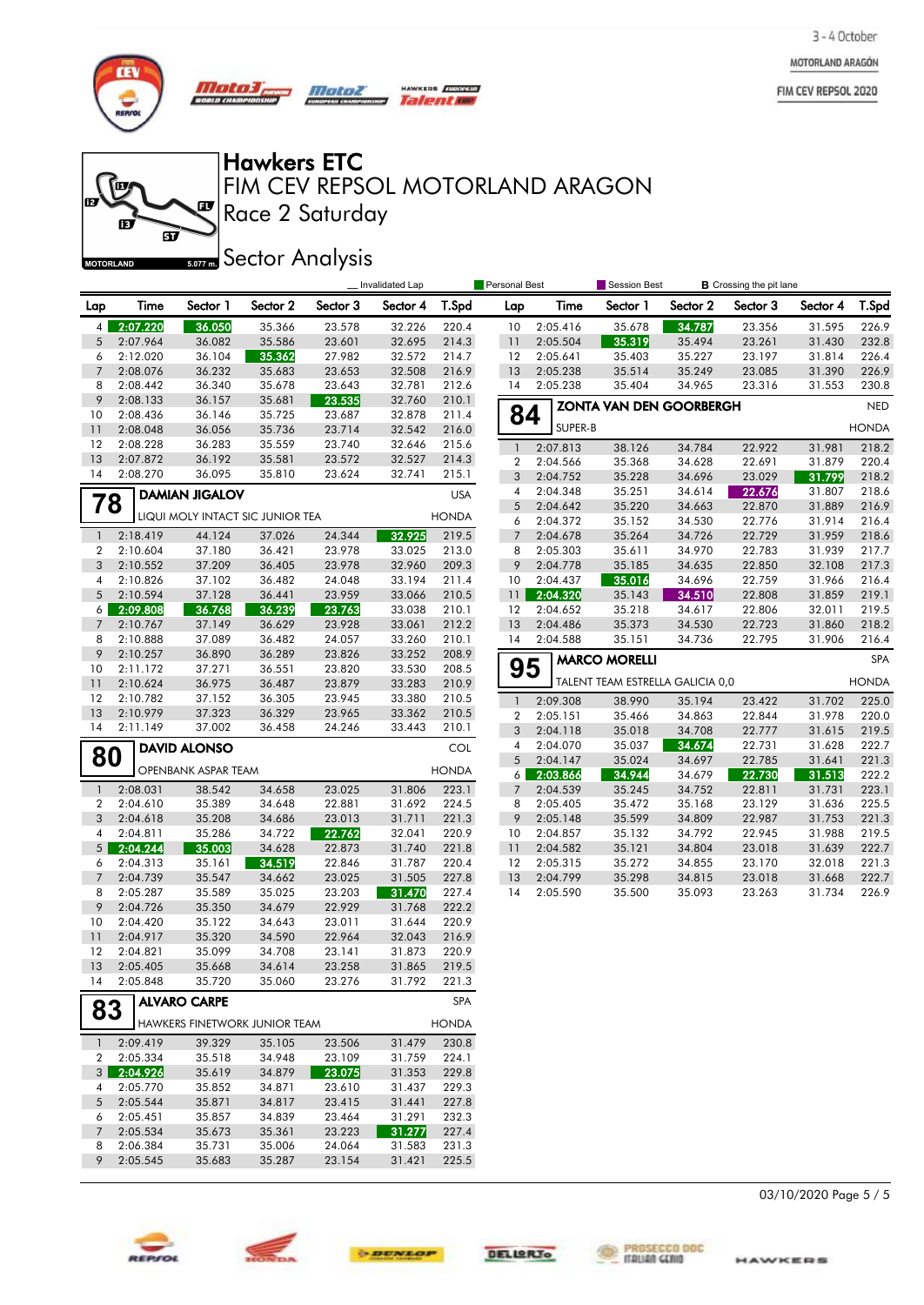# Hawkers ETC

FIM CEV REPSOL MOTORLAND ARAGON

Race 2 Saturday

## Sector Analysis

3 - 4 October · MOTORLAND ARAGÓN · FIM CEV REPSOL 2020

Invalidated Lap · Personal Best · Session Best · B Crossing the pit lane

| Lap | Time | Sector 1 | Sector 2 | Sector 3 | Sector 4 | T.Spd |
|---|---|---|---|---|---|---|
| 4 | 2:07.220 | 36.050 | 35.366 | 23.578 | 32.226 | 220.4 |
| 5 | 2:07.964 | 36.082 | 35.586 | 23.601 | 32.695 | 214.3 |
| 6 | 2:12.020 | 36.104 | 35.362 | 27.982 | 32.572 | 214.7 |
| 7 | 2:08.076 | 36.232 | 35.683 | 23.653 | 32.508 | 216.9 |
| 8 | 2:08.442 | 36.340 | 35.678 | 23.643 | 32.781 | 212.6 |
| 9 | 2:08.133 | 36.157 | 35.681 | 23.535 | 32.760 | 210.1 |
| 10 | 2:08.436 | 36.146 | 35.725 | 23.687 | 32.878 | 211.4 |
| 11 | 2:08.048 | 36.056 | 35.736 | 23.714 | 32.542 | 216.0 |
| 12 | 2:08.228 | 36.283 | 35.559 | 23.740 | 32.646 | 215.6 |
| 13 | 2:07.872 | 36.192 | 35.581 | 23.572 | 32.527 | 214.3 |
| 14 | 2:08.270 | 36.095 | 35.810 | 23.624 | 32.741 | 215.1 |

### 78 DAMIAN JIGALOV — USA
LIQUI MOLY INTACT SIC JUNIOR TEA — HONDA

| Lap | Time | Sector 1 | Sector 2 | Sector 3 | Sector 4 | T.Spd |
|---|---|---|---|---|---|---|
| 1 | 2:18.419 | 44.124 | 37.026 | 24.344 | 32.925 | 219.5 |
| 2 | 2:10.604 | 37.180 | 36.421 | 23.978 | 33.025 | 213.0 |
| 3 | 2:10.552 | 37.209 | 36.405 | 23.978 | 32.960 | 209.3 |
| 4 | 2:10.826 | 37.102 | 36.482 | 24.048 | 33.194 | 211.4 |
| 5 | 2:10.594 | 37.128 | 36.441 | 23.959 | 33.066 | 210.5 |
| 6 | 2:09.808 | 36.768 | 36.239 | 23.763 | 33.038 | 210.1 |
| 7 | 2:10.767 | 37.149 | 36.629 | 23.928 | 33.061 | 212.2 |
| 8 | 2:10.888 | 37.089 | 36.482 | 24.057 | 33.260 | 210.1 |
| 9 | 2:10.257 | 36.890 | 36.289 | 23.826 | 33.252 | 208.9 |
| 10 | 2:11.172 | 37.271 | 36.551 | 23.820 | 33.530 | 208.5 |
| 11 | 2:10.624 | 36.975 | 36.487 | 23.879 | 33.283 | 210.9 |
| 12 | 2:10.782 | 37.152 | 36.305 | 23.945 | 33.380 | 210.5 |
| 13 | 2:10.979 | 37.323 | 36.329 | 23.965 | 33.362 | 210.5 |
| 14 | 2:11.149 | 37.002 | 36.458 | 24.246 | 33.443 | 210.1 |

### 80 DAVID ALONSO — COL
OPENBANK ASPAR TEAM — HONDA

| Lap | Time | Sector 1 | Sector 2 | Sector 3 | Sector 4 | T.Spd |
|---|---|---|---|---|---|---|
| 1 | 2:08.031 | 38.542 | 34.658 | 23.025 | 31.806 | 223.1 |
| 2 | 2:04.610 | 35.389 | 34.648 | 22.881 | 31.692 | 224.5 |
| 3 | 2:04.618 | 35.208 | 34.686 | 23.013 | 31.711 | 221.3 |
| 4 | 2:04.811 | 35.286 | 34.722 | 22.762 | 32.041 | 220.9 |
| 5 | 2:04.244 | 35.003 | 34.628 | 22.873 | 31.740 | 221.8 |
| 6 | 2:04.313 | 35.161 | 34.519 | 22.846 | 31.787 | 220.4 |
| 7 | 2:04.739 | 35.547 | 34.662 | 23.025 | 31.505 | 227.8 |
| 8 | 2:05.287 | 35.589 | 35.025 | 23.203 | 31.470 | 227.4 |
| 9 | 2:04.726 | 35.350 | 34.679 | 22.929 | 31.768 | 222.2 |
| 10 | 2:04.420 | 35.122 | 34.643 | 23.011 | 31.644 | 220.9 |
| 11 | 2:04.917 | 35.320 | 34.590 | 22.964 | 32.043 | 216.9 |
| 12 | 2:04.821 | 35.099 | 34.708 | 23.141 | 31.873 | 220.9 |
| 13 | 2:05.405 | 35.668 | 34.614 | 23.258 | 31.865 | 219.5 |
| 14 | 2:05.848 | 35.720 | 35.060 | 23.276 | 31.792 | 221.3 |

### 83 ALVARO CARPE — SPA
HAWKERS FINETWORK JUNIOR TEAM — HONDA

| Lap | Time | Sector 1 | Sector 2 | Sector 3 | Sector 4 | T.Spd |
|---|---|---|---|---|---|---|
| 1 | 2:09.419 | 39.329 | 35.105 | 23.506 | 31.479 | 230.8 |
| 2 | 2:05.334 | 35.518 | 34.948 | 23.109 | 31.759 | 224.1 |
| 3 | 2:04.926 | 35.619 | 34.879 | 23.075 | 31.353 | 229.8 |
| 4 | 2:05.770 | 35.852 | 34.871 | 23.610 | 31.437 | 229.3 |
| 5 | 2:05.544 | 35.871 | 34.817 | 23.415 | 31.441 | 227.8 |
| 6 | 2:05.451 | 35.857 | 34.839 | 23.464 | 31.291 | 232.3 |
| 7 | 2:05.534 | 35.673 | 35.361 | 23.223 | 31.277 | 227.4 |
| 8 | 2:06.384 | 35.731 | 35.006 | 24.064 | 31.583 | 231.3 |
| 9 | 2:05.545 | 35.683 | 35.287 | 23.154 | 31.421 | 225.5 |
| 10 | 2:05.416 | 35.678 | 34.787 | 23.356 | 31.595 | 226.9 |
| 11 | 2:05.504 | 35.319 | 35.494 | 23.261 | 31.430 | 232.8 |
| 12 | 2:05.641 | 35.403 | 35.227 | 23.197 | 31.814 | 226.4 |
| 13 | 2:05.238 | 35.514 | 35.249 | 23.085 | 31.390 | 226.9 |
| 14 | 2:05.238 | 35.404 | 34.965 | 23.316 | 31.553 | 230.8 |

### 84 ZONTA VAN DEN GOORBERGH — NED
SUPER-B — HONDA

| Lap | Time | Sector 1 | Sector 2 | Sector 3 | Sector 4 | T.Spd |
|---|---|---|---|---|---|---|
| 1 | 2:07.813 | 38.126 | 34.784 | 22.922 | 31.981 | 218.2 |
| 2 | 2:04.566 | 35.368 | 34.628 | 22.691 | 31.879 | 220.4 |
| 3 | 2:04.752 | 35.228 | 34.696 | 23.029 | 31.799 | 218.2 |
| 4 | 2:04.348 | 35.251 | 34.614 | 22.676 | 31.807 | 218.6 |
| 5 | 2:04.642 | 35.220 | 34.663 | 22.870 | 31.889 | 216.9 |
| 6 | 2:04.372 | 35.152 | 34.530 | 22.776 | 31.914 | 216.4 |
| 7 | 2:04.678 | 35.264 | 34.726 | 22.729 | 31.959 | 218.6 |
| 8 | 2:05.303 | 35.611 | 34.970 | 22.783 | 31.939 | 217.7 |
| 9 | 2:04.778 | 35.185 | 34.635 | 22.850 | 32.108 | 217.3 |
| 10 | 2:04.437 | 35.016 | 34.696 | 22.759 | 31.966 | 216.4 |
| 11 | 2:04.320 | 35.143 | 34.510 | 22.808 | 31.859 | 219.1 |
| 12 | 2:04.652 | 35.218 | 34.617 | 22.806 | 32.011 | 219.5 |
| 13 | 2:04.486 | 35.373 | 34.530 | 22.723 | 31.860 | 218.2 |
| 14 | 2:04.588 | 35.151 | 34.736 | 22.795 | 31.906 | 216.4 |

### 95 MARCO MORELLI — SPA
TALENT TEAM ESTRELLA GALICIA 0,0 — HONDA

| Lap | Time | Sector 1 | Sector 2 | Sector 3 | Sector 4 | T.Spd |
|---|---|---|---|---|---|---|
| 1 | 2:09.308 | 38.990 | 35.194 | 23.422 | 31.702 | 225.0 |
| 2 | 2:05.151 | 35.466 | 34.863 | 22.844 | 31.978 | 220.0 |
| 3 | 2:04.118 | 35.018 | 34.708 | 22.777 | 31.615 | 219.5 |
| 4 | 2:04.070 | 35.037 | 34.674 | 22.731 | 31.628 | 222.7 |
| 5 | 2:04.147 | 35.024 | 34.697 | 22.785 | 31.641 | 221.3 |
| 6 | 2:03.866 | 34.944 | 34.679 | 22.730 | 31.513 | 222.2 |
| 7 | 2:04.539 | 35.245 | 34.752 | 22.811 | 31.731 | 223.1 |
| 8 | 2:05.405 | 35.472 | 35.168 | 23.129 | 31.636 | 225.5 |
| 9 | 2:05.148 | 35.599 | 34.809 | 22.987 | 31.753 | 221.3 |
| 10 | 2:04.857 | 35.132 | 34.792 | 22.945 | 31.988 | 219.5 |
| 11 | 2:04.582 | 35.121 | 34.804 | 23.018 | 31.639 | 222.7 |
| 12 | 2:05.315 | 35.272 | 34.855 | 23.170 | 32.018 | 221.3 |
| 13 | 2:04.799 | 35.298 | 34.815 | 23.018 | 31.668 | 222.7 |
| 14 | 2:05.590 | 35.500 | 35.093 | 23.263 | 31.734 | 226.9 |

03/10/2020